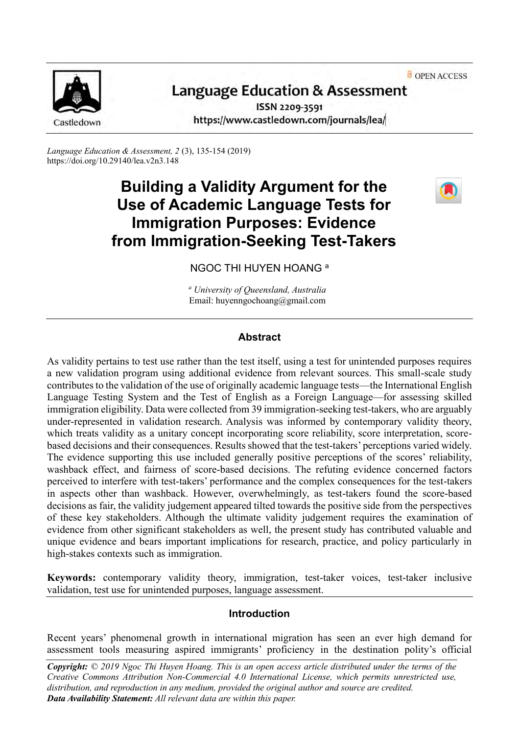OPEN ACCESS

# Language Education & Assessment

ISSN 2209-3591
https://www.castledown.com/journals/lea/

*Language Education & Assessment, 2* (3), 135-154 (2019)
https://doi.org/10.29140/lea.v2n3.148

# Building a Validity Argument for the Use of Academic Language Tests for Immigration Purposes: Evidence from Immigration-Seeking Test-Takers

NGOC THI HUYEN HOANG [a]

[a] *University of Queensland, Australia*
Email: huyenngochoang@gmail.com

## Abstract

As validity pertains to test use rather than the test itself, using a test for unintended purposes requires a new validation program using additional evidence from relevant sources. This small-scale study contributes to the validation of the use of originally academic language tests—the International English Language Testing System and the Test of English as a Foreign Language—for assessing skilled immigration eligibility. Data were collected from 39 immigration-seeking test-takers, who are arguably under-represented in validation research. Analysis was informed by contemporary validity theory, which treats validity as a unitary concept incorporating score reliability, score interpretation, score-based decisions and their consequences. Results showed that the test-takers' perceptions varied widely. The evidence supporting this use included generally positive perceptions of the scores' reliability, washback effect, and fairness of score-based decisions. The refuting evidence concerned factors perceived to interfere with test-takers' performance and the complex consequences for the test-takers in aspects other than washback. However, overwhelmingly, as test-takers found the score-based decisions as fair, the validity judgement appeared tilted towards the positive side from the perspectives of these key stakeholders. Although the ultimate validity judgement requires the examination of evidence from other significant stakeholders as well, the present study has contributed valuable and unique evidence and bears important implications for research, practice, and policy particularly in high-stakes contexts such as immigration.

**Keywords:** contemporary validity theory, immigration, test-taker voices, test-taker inclusive validation, test use for unintended purposes, language assessment.

## Introduction

Recent years' phenomenal growth in international migration has seen an ever high demand for assessment tools measuring aspired immigrants' proficiency in the destination polity's official

***Copyright:*** *© 2019 Ngoc Thi Huyen Hoang. This is an open access article distributed under the terms of the Creative Commons Attribution Non-Commercial 4.0 International License, which permits unrestricted use, distribution, and reproduction in any medium, provided the original author and source are credited.*
***Data Availability Statement:*** *All relevant data are within this paper.*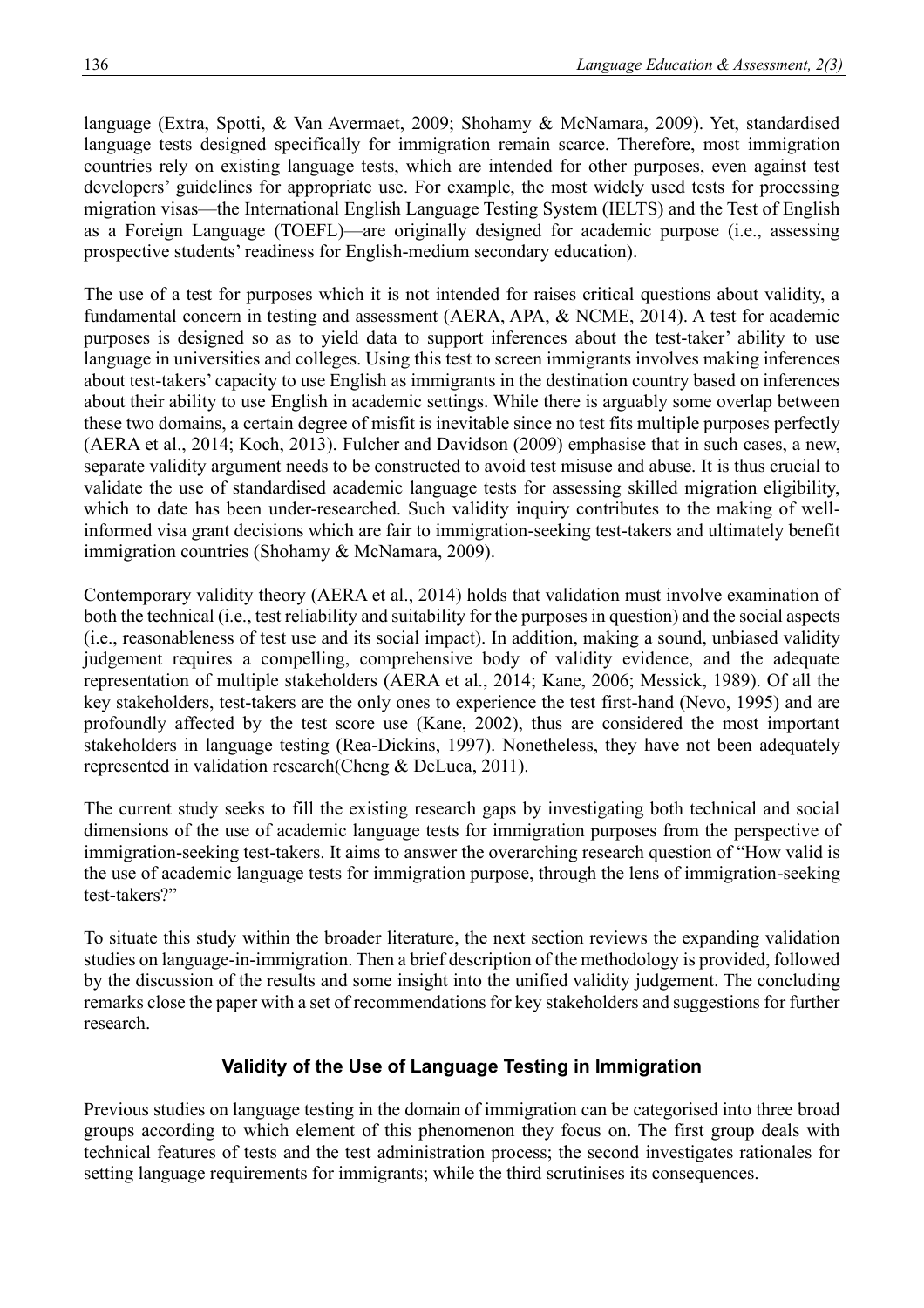language (Extra, Spotti, & Van Avermaet, 2009; Shohamy & McNamara, 2009). Yet, standardised language tests designed specifically for immigration remain scarce. Therefore, most immigration countries rely on existing language tests, which are intended for other purposes, even against test developers' guidelines for appropriate use. For example, the most widely used tests for processing migration visas—the International English Language Testing System (IELTS) and the Test of English as a Foreign Language (TOEFL)—are originally designed for academic purpose (i.e., assessing prospective students' readiness for English-medium secondary education).

The use of a test for purposes which it is not intended for raises critical questions about validity, a fundamental concern in testing and assessment (AERA, APA, & NCME, 2014). A test for academic purposes is designed so as to yield data to support inferences about the test-taker' ability to use language in universities and colleges. Using this test to screen immigrants involves making inferences about test-takers' capacity to use English as immigrants in the destination country based on inferences about their ability to use English in academic settings. While there is arguably some overlap between these two domains, a certain degree of misfit is inevitable since no test fits multiple purposes perfectly (AERA et al., 2014; Koch, 2013). Fulcher and Davidson (2009) emphasise that in such cases, a new, separate validity argument needs to be constructed to avoid test misuse and abuse. It is thus crucial to validate the use of standardised academic language tests for assessing skilled migration eligibility, which to date has been under-researched. Such validity inquiry contributes to the making of well-informed visa grant decisions which are fair to immigration-seeking test-takers and ultimately benefit immigration countries (Shohamy & McNamara, 2009).

Contemporary validity theory (AERA et al., 2014) holds that validation must involve examination of both the technical (i.e., test reliability and suitability for the purposes in question) and the social aspects (i.e., reasonableness of test use and its social impact). In addition, making a sound, unbiased validity judgement requires a compelling, comprehensive body of validity evidence, and the adequate representation of multiple stakeholders (AERA et al., 2014; Kane, 2006; Messick, 1989). Of all the key stakeholders, test-takers are the only ones to experience the test first-hand (Nevo, 1995) and are profoundly affected by the test score use (Kane, 2002), thus are considered the most important stakeholders in language testing (Rea-Dickins, 1997). Nonetheless, they have not been adequately represented in validation research(Cheng & DeLuca, 2011).

The current study seeks to fill the existing research gaps by investigating both technical and social dimensions of the use of academic language tests for immigration purposes from the perspective of immigration-seeking test-takers. It aims to answer the overarching research question of "How valid is the use of academic language tests for immigration purpose, through the lens of immigration-seeking test-takers?"

To situate this study within the broader literature, the next section reviews the expanding validation studies on language-in-immigration. Then a brief description of the methodology is provided, followed by the discussion of the results and some insight into the unified validity judgement. The concluding remarks close the paper with a set of recommendations for key stakeholders and suggestions for further research.

## Validity of the Use of Language Testing in Immigration

Previous studies on language testing in the domain of immigration can be categorised into three broad groups according to which element of this phenomenon they focus on. The first group deals with technical features of tests and the test administration process; the second investigates rationales for setting language requirements for immigrants; while the third scrutinises its consequences.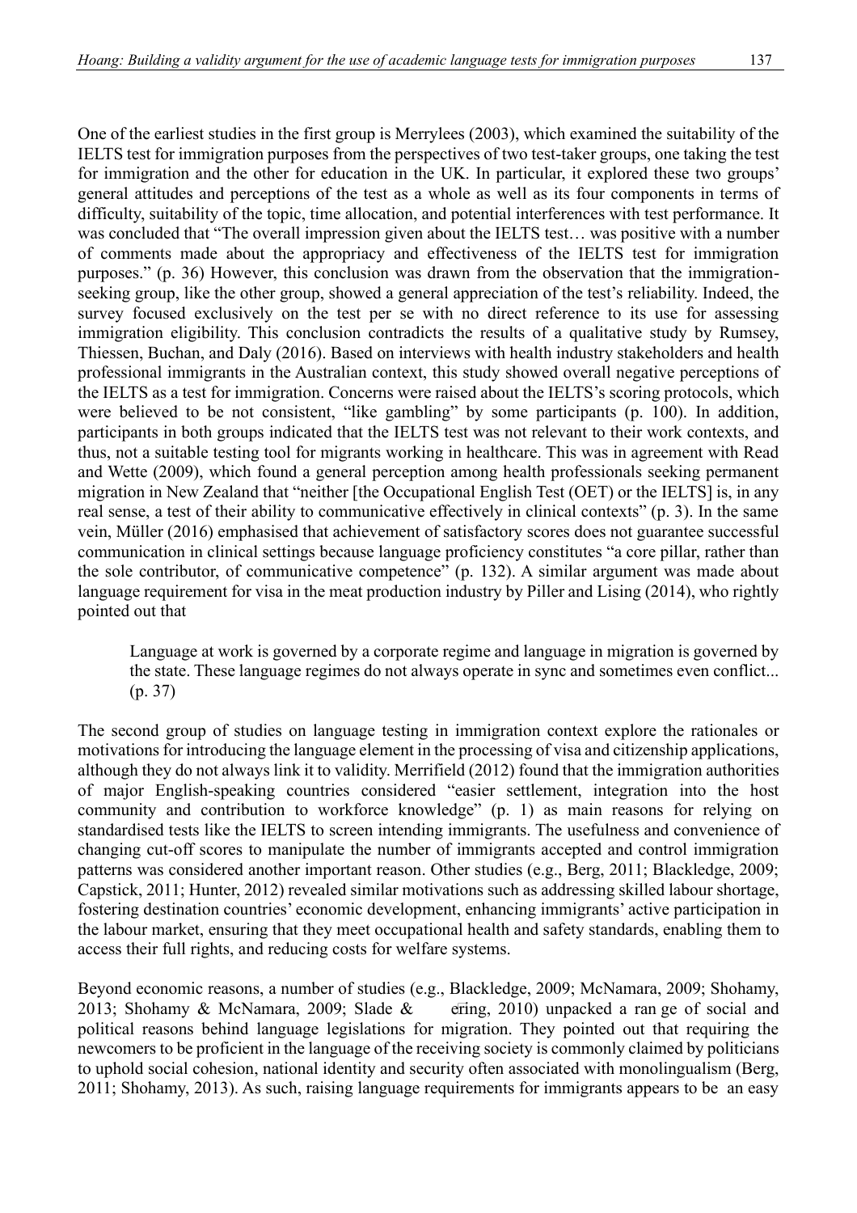One of the earliest studies in the first group is Merrylees (2003), which examined the suitability of the IELTS test for immigration purposes from the perspectives of two test-taker groups, one taking the test for immigration and the other for education in the UK. In particular, it explored these two groups' general attitudes and perceptions of the test as a whole as well as its four components in terms of difficulty, suitability of the topic, time allocation, and potential interferences with test performance. It was concluded that "The overall impression given about the IELTS test… was positive with a number of comments made about the appropriacy and effectiveness of the IELTS test for immigration purposes." (p. 36) However, this conclusion was drawn from the observation that the immigration-seeking group, like the other group, showed a general appreciation of the test's reliability. Indeed, the survey focused exclusively on the test per se with no direct reference to its use for assessing immigration eligibility. This conclusion contradicts the results of a qualitative study by Rumsey, Thiessen, Buchan, and Daly (2016). Based on interviews with health industry stakeholders and health professional immigrants in the Australian context, this study showed overall negative perceptions of the IELTS as a test for immigration. Concerns were raised about the IELTS's scoring protocols, which were believed to be not consistent, "like gambling" by some participants (p. 100). In addition, participants in both groups indicated that the IELTS test was not relevant to their work contexts, and thus, not a suitable testing tool for migrants working in healthcare. This was in agreement with Read and Wette (2009), which found a general perception among health professionals seeking permanent migration in New Zealand that "neither [the Occupational English Test (OET) or the IELTS] is, in any real sense, a test of their ability to communicative effectively in clinical contexts" (p. 3). In the same vein, Müller (2016) emphasised that achievement of satisfactory scores does not guarantee successful communication in clinical settings because language proficiency constitutes "a core pillar, rather than the sole contributor, of communicative competence" (p. 132). A similar argument was made about language requirement for visa in the meat production industry by Piller and Lising (2014), who rightly pointed out that

> Language at work is governed by a corporate regime and language in migration is governed by the state. These language regimes do not always operate in sync and sometimes even conflict... (p. 37)

The second group of studies on language testing in immigration context explore the rationales or motivations for introducing the language element in the processing of visa and citizenship applications, although they do not always link it to validity. Merrifield (2012) found that the immigration authorities of major English-speaking countries considered "easier settlement, integration into the host community and contribution to workforce knowledge" (p. 1) as main reasons for relying on standardised tests like the IELTS to screen intending immigrants. The usefulness and convenience of changing cut-off scores to manipulate the number of immigrants accepted and control immigration patterns was considered another important reason. Other studies (e.g., Berg, 2011; Blackledge, 2009; Capstick, 2011; Hunter, 2012) revealed similar motivations such as addressing skilled labour shortage, fostering destination countries' economic development, enhancing immigrants' active participation in the labour market, ensuring that they meet occupational health and safety standards, enabling them to access their full rights, and reducing costs for welfare systems.

Beyond economic reasons, a number of studies (e.g., Blackledge, 2009; McNamara, 2009; Shohamy, 2013; Shohamy & McNamara, 2009; Slade & ering, 2010) unpacked a ran ge of social and political reasons behind language legislations for migration. They pointed out that requiring the newcomers to be proficient in the language of the receiving society is commonly claimed by politicians to uphold social cohesion, national identity and security often associated with monolingualism (Berg, 2011; Shohamy, 2013). As such, raising language requirements for immigrants appears to be an easy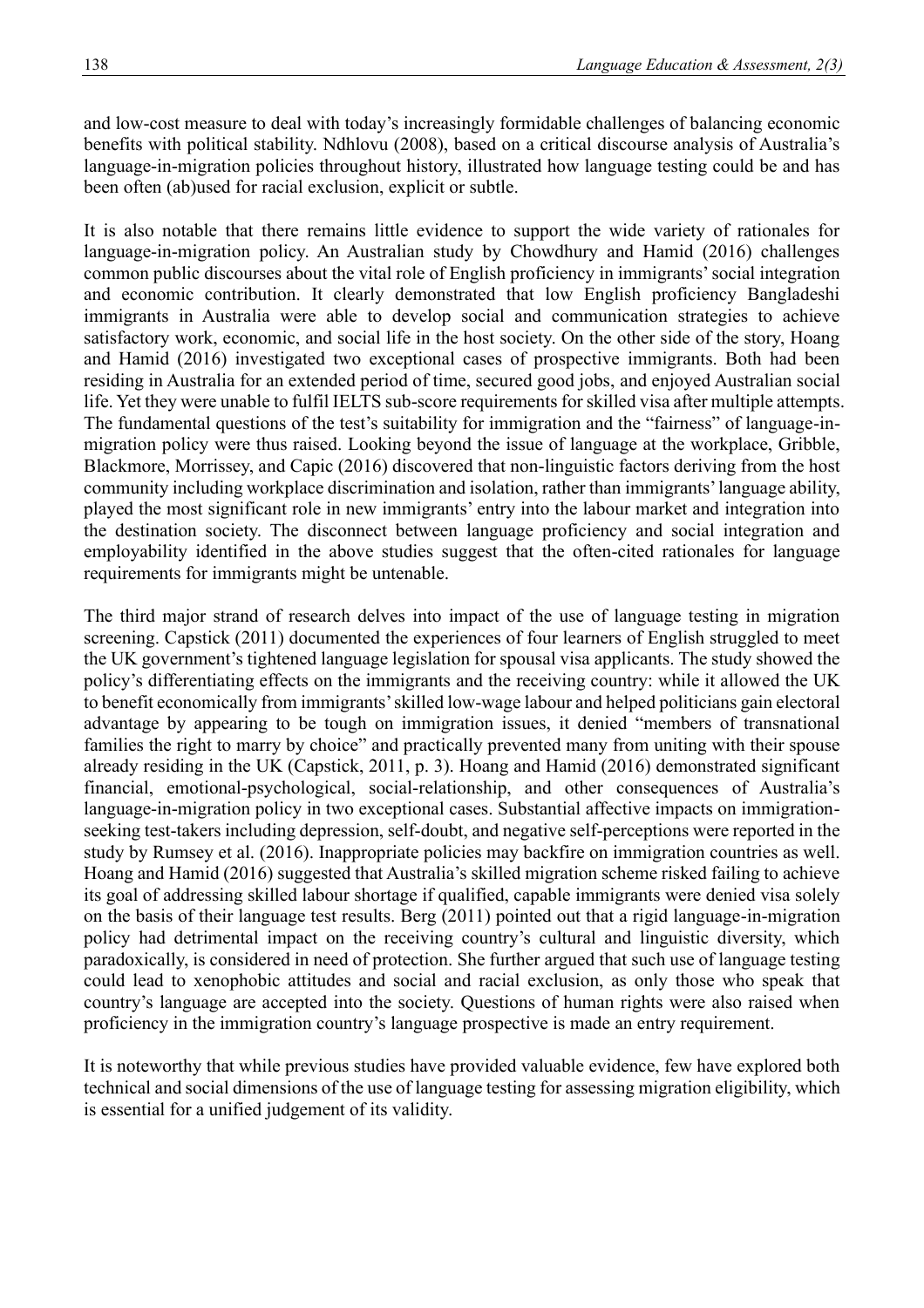and low-cost measure to deal with today's increasingly formidable challenges of balancing economic benefits with political stability. Ndhlovu (2008), based on a critical discourse analysis of Australia's language-in-migration policies throughout history, illustrated how language testing could be and has been often (ab)used for racial exclusion, explicit or subtle.

It is also notable that there remains little evidence to support the wide variety of rationales for language-in-migration policy. An Australian study by Chowdhury and Hamid (2016) challenges common public discourses about the vital role of English proficiency in immigrants' social integration and economic contribution. It clearly demonstrated that low English proficiency Bangladeshi immigrants in Australia were able to develop social and communication strategies to achieve satisfactory work, economic, and social life in the host society. On the other side of the story, Hoang and Hamid (2016) investigated two exceptional cases of prospective immigrants. Both had been residing in Australia for an extended period of time, secured good jobs, and enjoyed Australian social life. Yet they were unable to fulfil IELTS sub-score requirements for skilled visa after multiple attempts. The fundamental questions of the test's suitability for immigration and the "fairness" of language-in-migration policy were thus raised. Looking beyond the issue of language at the workplace, Gribble, Blackmore, Morrissey, and Capic (2016) discovered that non-linguistic factors deriving from the host community including workplace discrimination and isolation, rather than immigrants' language ability, played the most significant role in new immigrants' entry into the labour market and integration into the destination society. The disconnect between language proficiency and social integration and employability identified in the above studies suggest that the often-cited rationales for language requirements for immigrants might be untenable.

The third major strand of research delves into impact of the use of language testing in migration screening. Capstick (2011) documented the experiences of four learners of English struggled to meet the UK government's tightened language legislation for spousal visa applicants. The study showed the policy's differentiating effects on the immigrants and the receiving country: while it allowed the UK to benefit economically from immigrants' skilled low-wage labour and helped politicians gain electoral advantage by appearing to be tough on immigration issues, it denied "members of transnational families the right to marry by choice" and practically prevented many from uniting with their spouse already residing in the UK (Capstick, 2011, p. 3). Hoang and Hamid (2016) demonstrated significant financial, emotional-psychological, social-relationship, and other consequences of Australia's language-in-migration policy in two exceptional cases. Substantial affective impacts on immigration-seeking test-takers including depression, self-doubt, and negative self-perceptions were reported in the study by Rumsey et al. (2016). Inappropriate policies may backfire on immigration countries as well. Hoang and Hamid (2016) suggested that Australia's skilled migration scheme risked failing to achieve its goal of addressing skilled labour shortage if qualified, capable immigrants were denied visa solely on the basis of their language test results. Berg (2011) pointed out that a rigid language-in-migration policy had detrimental impact on the receiving country's cultural and linguistic diversity, which paradoxically, is considered in need of protection. She further argued that such use of language testing could lead to xenophobic attitudes and social and racial exclusion, as only those who speak that country's language are accepted into the society. Questions of human rights were also raised when proficiency in the immigration country's language prospective is made an entry requirement.

It is noteworthy that while previous studies have provided valuable evidence, few have explored both technical and social dimensions of the use of language testing for assessing migration eligibility, which is essential for a unified judgement of its validity.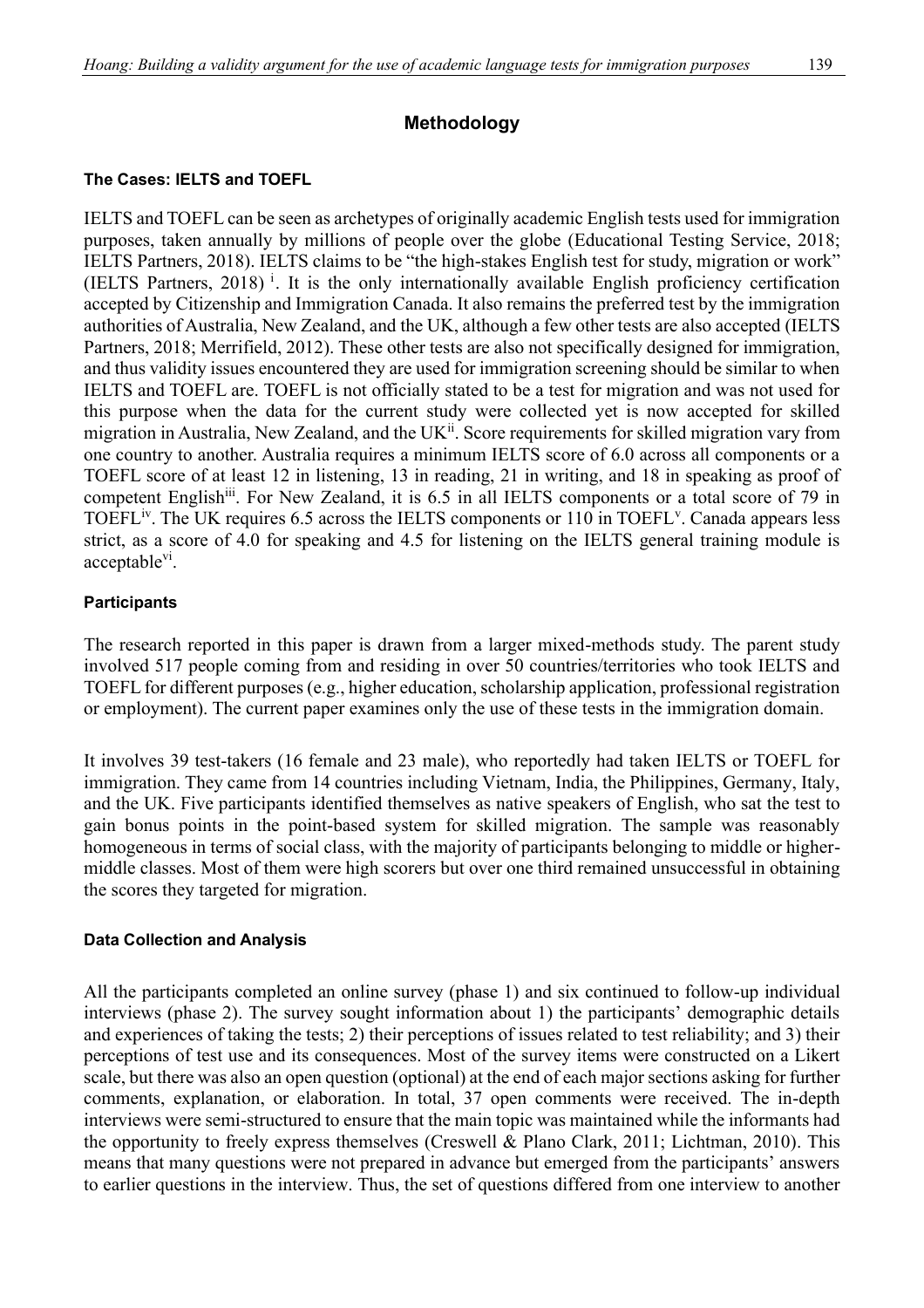## Methodology

### The Cases: IELTS and TOEFL

IELTS and TOEFL can be seen as archetypes of originally academic English tests used for immigration purposes, taken annually by millions of people over the globe (Educational Testing Service, 2018; IELTS Partners, 2018). IELTS claims to be "the high-stakes English test for study, migration or work" (IELTS Partners, 2018) [i]. It is the only internationally available English proficiency certification accepted by Citizenship and Immigration Canada. It also remains the preferred test by the immigration authorities of Australia, New Zealand, and the UK, although a few other tests are also accepted (IELTS Partners, 2018; Merrifield, 2012). These other tests are also not specifically designed for immigration, and thus validity issues encountered they are used for immigration screening should be similar to when IELTS and TOEFL are. TOEFL is not officially stated to be a test for migration and was not used for this purpose when the data for the current study were collected yet is now accepted for skilled migration in Australia, New Zealand, and the UK[ii]. Score requirements for skilled migration vary from one country to another. Australia requires a minimum IELTS score of 6.0 across all components or a TOEFL score of at least 12 in listening, 13 in reading, 21 in writing, and 18 in speaking as proof of competent English[iii]. For New Zealand, it is 6.5 in all IELTS components or a total score of 79 in TOEFL[iv]. The UK requires 6.5 across the IELTS components or 110 in TOEFL[v]. Canada appears less strict, as a score of 4.0 for speaking and 4.5 for listening on the IELTS general training module is acceptable[vi].

### Participants

The research reported in this paper is drawn from a larger mixed-methods study. The parent study involved 517 people coming from and residing in over 50 countries/territories who took IELTS and TOEFL for different purposes (e.g., higher education, scholarship application, professional registration or employment). The current paper examines only the use of these tests in the immigration domain.

It involves 39 test-takers (16 female and 23 male), who reportedly had taken IELTS or TOEFL for immigration. They came from 14 countries including Vietnam, India, the Philippines, Germany, Italy, and the UK. Five participants identified themselves as native speakers of English, who sat the test to gain bonus points in the point-based system for skilled migration. The sample was reasonably homogeneous in terms of social class, with the majority of participants belonging to middle or higher-middle classes. Most of them were high scorers but over one third remained unsuccessful in obtaining the scores they targeted for migration.

### Data Collection and Analysis

All the participants completed an online survey (phase 1) and six continued to follow-up individual interviews (phase 2). The survey sought information about 1) the participants' demographic details and experiences of taking the tests; 2) their perceptions of issues related to test reliability; and 3) their perceptions of test use and its consequences. Most of the survey items were constructed on a Likert scale, but there was also an open question (optional) at the end of each major sections asking for further comments, explanation, or elaboration. In total, 37 open comments were received. The in-depth interviews were semi-structured to ensure that the main topic was maintained while the informants had the opportunity to freely express themselves (Creswell & Plano Clark, 2011; Lichtman, 2010). This means that many questions were not prepared in advance but emerged from the participants' answers to earlier questions in the interview. Thus, the set of questions differed from one interview to another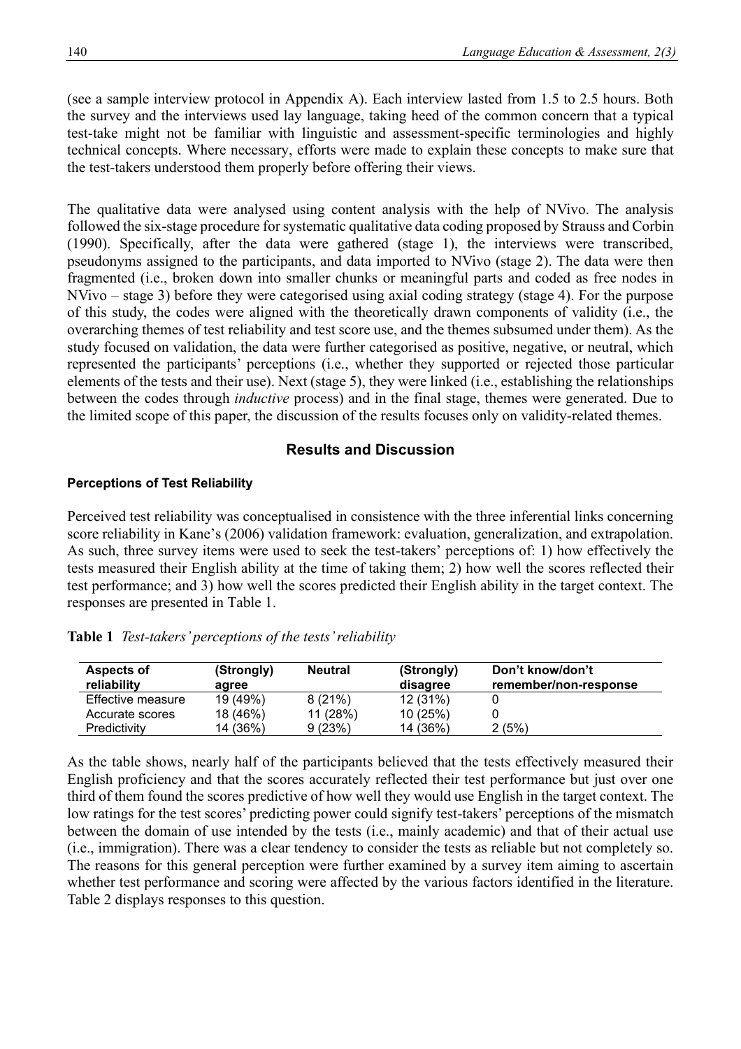(see a sample interview protocol in Appendix A). Each interview lasted from 1.5 to 2.5 hours. Both the survey and the interviews used lay language, taking heed of the common concern that a typical test-take might not be familiar with linguistic and assessment-specific terminologies and highly technical concepts. Where necessary, efforts were made to explain these concepts to make sure that the test-takers understood them properly before offering their views.

The qualitative data were analysed using content analysis with the help of NVivo. The analysis followed the six-stage procedure for systematic qualitative data coding proposed by Strauss and Corbin (1990). Specifically, after the data were gathered (stage 1), the interviews were transcribed, pseudonyms assigned to the participants, and data imported to NVivo (stage 2). The data were then fragmented (i.e., broken down into smaller chunks or meaningful parts and coded as free nodes in NVivo – stage 3) before they were categorised using axial coding strategy (stage 4). For the purpose of this study, the codes were aligned with the theoretically drawn components of validity (i.e., the overarching themes of test reliability and test score use, and the themes subsumed under them). As the study focused on validation, the data were further categorised as positive, negative, or neutral, which represented the participants' perceptions (i.e., whether they supported or rejected those particular elements of the tests and their use). Next (stage 5), they were linked (i.e., establishing the relationships between the codes through *inductive* process) and in the final stage, themes were generated. Due to the limited scope of this paper, the discussion of the results focuses only on validity-related themes.

## Results and Discussion

### Perceptions of Test Reliability

Perceived test reliability was conceptualised in consistence with the three inferential links concerning score reliability in Kane's (2006) validation framework: evaluation, generalization, and extrapolation. As such, three survey items were used to seek the test-takers' perceptions of: 1) how effectively the tests measured their English ability at the time of taking them; 2) how well the scores reflected their test performance; and 3) how well the scores predicted their English ability in the target context. The responses are presented in Table 1.

**Table 1** *Test-takers' perceptions of the tests' reliability*

| Aspects of reliability | (Strongly) agree | Neutral | (Strongly) disagree | Don't know/don't remember/non-response |
|---|---|---|---|---|
| Effective measure | 19 (49%) | 8 (21%) | 12 (31%) | 0 |
| Accurate scores | 18 (46%) | 11 (28%) | 10 (25%) | 0 |
| Predictivity | 14 (36%) | 9 (23%) | 14 (36%) | 2 (5%) |

As the table shows, nearly half of the participants believed that the tests effectively measured their English proficiency and that the scores accurately reflected their test performance but just over one third of them found the scores predictive of how well they would use English in the target context. The low ratings for the test scores' predicting power could signify test-takers' perceptions of the mismatch between the domain of use intended by the tests (i.e., mainly academic) and that of their actual use (i.e., immigration). There was a clear tendency to consider the tests as reliable but not completely so. The reasons for this general perception were further examined by a survey item aiming to ascertain whether test performance and scoring were affected by the various factors identified in the literature. Table 2 displays responses to this question.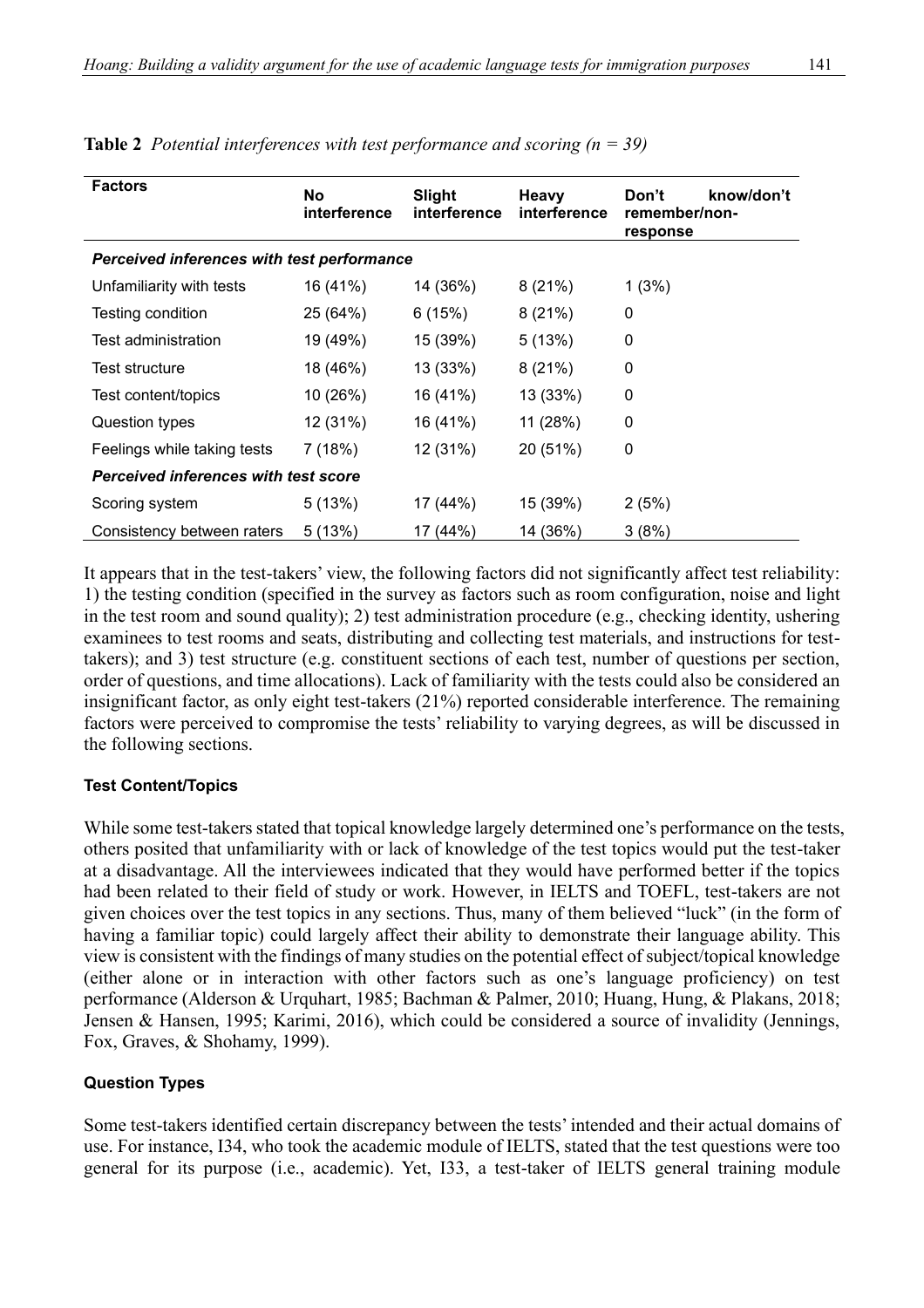**Table 2** *Potential interferences with test performance and scoring (n = 39)*

| Factors | No interference | Slight interference | Heavy interference | Don't know/don't remember/non-response |
|---|---|---|---|---|
| ***Perceived inferences with test performance*** | | | | |
| Unfamiliarity with tests | 16 (41%) | 14 (36%) | 8 (21%) | 1 (3%) |
| Testing condition | 25 (64%) | 6 (15%) | 8 (21%) | 0 |
| Test administration | 19 (49%) | 15 (39%) | 5 (13%) | 0 |
| Test structure | 18 (46%) | 13 (33%) | 8 (21%) | 0 |
| Test content/topics | 10 (26%) | 16 (41%) | 13 (33%) | 0 |
| Question types | 12 (31%) | 16 (41%) | 11 (28%) | 0 |
| Feelings while taking tests | 7 (18%) | 12 (31%) | 20 (51%) | 0 |
| ***Perceived inferences with test score*** | | | | |
| Scoring system | 5 (13%) | 17 (44%) | 15 (39%) | 2 (5%) |
| Consistency between raters | 5 (13%) | 17 (44%) | 14 (36%) | 3 (8%) |

It appears that in the test-takers' view, the following factors did not significantly affect test reliability: 1) the testing condition (specified in the survey as factors such as room configuration, noise and light in the test room and sound quality); 2) test administration procedure (e.g., checking identity, ushering examinees to test rooms and seats, distributing and collecting test materials, and instructions for test-takers); and 3) test structure (e.g. constituent sections of each test, number of questions per section, order of questions, and time allocations). Lack of familiarity with the tests could also be considered an insignificant factor, as only eight test-takers (21%) reported considerable interference. The remaining factors were perceived to compromise the tests' reliability to varying degrees, as will be discussed in the following sections.

### Test Content/Topics

While some test-takers stated that topical knowledge largely determined one's performance on the tests, others posited that unfamiliarity with or lack of knowledge of the test topics would put the test-taker at a disadvantage. All the interviewees indicated that they would have performed better if the topics had been related to their field of study or work. However, in IELTS and TOEFL, test-takers are not given choices over the test topics in any sections. Thus, many of them believed "luck" (in the form of having a familiar topic) could largely affect their ability to demonstrate their language ability. This view is consistent with the findings of many studies on the potential effect of subject/topical knowledge (either alone or in interaction with other factors such as one's language proficiency) on test performance (Alderson & Urquhart, 1985; Bachman & Palmer, 2010; Huang, Hung, & Plakans, 2018; Jensen & Hansen, 1995; Karimi, 2016), which could be considered a source of invalidity (Jennings, Fox, Graves, & Shohamy, 1999).

### Question Types

Some test-takers identified certain discrepancy between the tests' intended and their actual domains of use. For instance, I34, who took the academic module of IELTS, stated that the test questions were too general for its purpose (i.e., academic). Yet, I33, a test-taker of IELTS general training module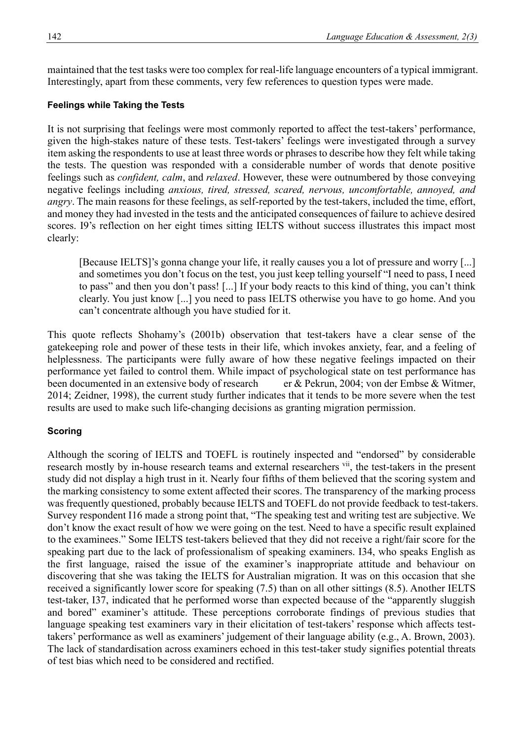maintained that the test tasks were too complex for real-life language encounters of a typical immigrant. Interestingly, apart from these comments, very few references to question types were made.

### Feelings while Taking the Tests

It is not surprising that feelings were most commonly reported to affect the test-takers' performance, given the high-stakes nature of these tests. Test-takers' feelings were investigated through a survey item asking the respondents to use at least three words or phrases to describe how they felt while taking the tests. The question was responded with a considerable number of words that denote positive feelings such as *confident, calm*, and *relaxed*. However, these were outnumbered by those conveying negative feelings including *anxious, tired, stressed, scared, nervous, uncomfortable, annoyed, and angry*. The main reasons for these feelings, as self-reported by the test-takers, included the time, effort, and money they had invested in the tests and the anticipated consequences of failure to achieve desired scores. I9's reflection on her eight times sitting IELTS without success illustrates this impact most clearly:

> [Because IELTS]'s gonna change your life, it really causes you a lot of pressure and worry [...] and sometimes you don't focus on the test, you just keep telling yourself "I need to pass, I need to pass" and then you don't pass! [...] If your body reacts to this kind of thing, you can't think clearly. You just know [...] you need to pass IELTS otherwise you have to go home. And you can't concentrate although you have studied for it.

This quote reflects Shohamy's (2001b) observation that test-takers have a clear sense of the gatekeeping role and power of these tests in their life, which invokes anxiety, fear, and a feeling of helplessness. The participants were fully aware of how these negative feelings impacted on their performance yet failed to control them. While impact of psychological state on test performance has been documented in an extensive body of research er & Pekrun, 2004; von der Embse & Witmer, 2014; Zeidner, 1998), the current study further indicates that it tends to be more severe when the test results are used to make such life-changing decisions as granting migration permission.

### Scoring

Although the scoring of IELTS and TOEFL is routinely inspected and "endorsed" by considerable research mostly by in-house research teams and external researchers [vii], the test-takers in the present study did not display a high trust in it. Nearly four fifths of them believed that the scoring system and the marking consistency to some extent affected their scores. The transparency of the marking process was frequently questioned, probably because IELTS and TOEFL do not provide feedback to test-takers. Survey respondent I16 made a strong point that, "The speaking test and writing test are subjective. We don't know the exact result of how we were going on the test. Need to have a specific result explained to the examinees." Some IELTS test-takers believed that they did not receive a right/fair score for the speaking part due to the lack of professionalism of speaking examiners. I34, who speaks English as the first language, raised the issue of the examiner's inappropriate attitude and behaviour on discovering that she was taking the IELTS for Australian migration. It was on this occasion that she received a significantly lower score for speaking (7.5) than on all other sittings (8.5). Another IELTS test-taker, I37, indicated that he performed worse than expected because of the "apparently sluggish and bored" examiner's attitude. These perceptions corroborate findings of previous studies that language speaking test examiners vary in their elicitation of test-takers' response which affects test-takers' performance as well as examiners' judgement of their language ability (e.g., A. Brown, 2003). The lack of standardisation across examiners echoed in this test-taker study signifies potential threats of test bias which need to be considered and rectified.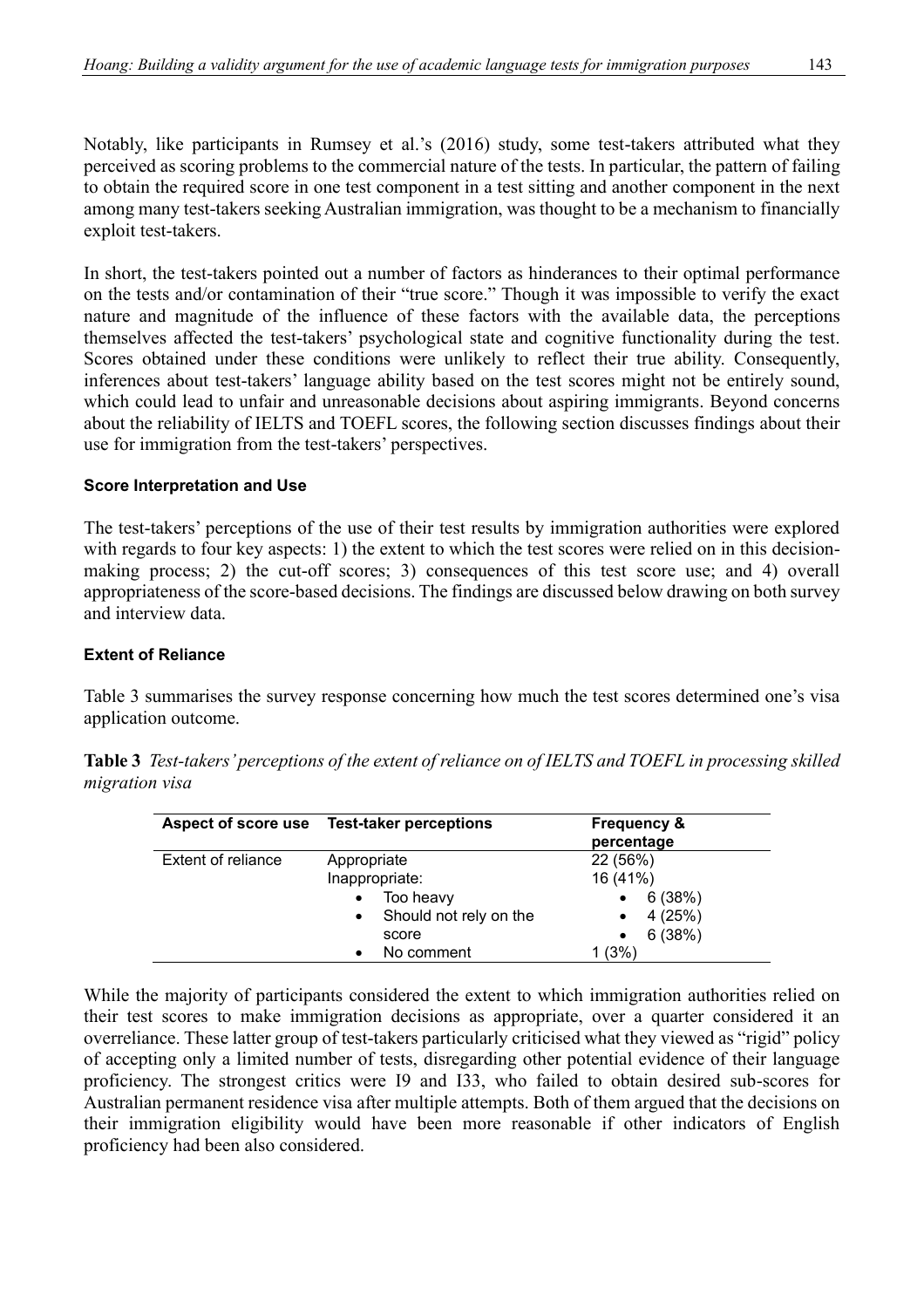Notably, like participants in Rumsey et al.'s (2016) study, some test-takers attributed what they perceived as scoring problems to the commercial nature of the tests. In particular, the pattern of failing to obtain the required score in one test component in a test sitting and another component in the next among many test-takers seeking Australian immigration, was thought to be a mechanism to financially exploit test-takers.

In short, the test-takers pointed out a number of factors as hinderances to their optimal performance on the tests and/or contamination of their "true score." Though it was impossible to verify the exact nature and magnitude of the influence of these factors with the available data, the perceptions themselves affected the test-takers' psychological state and cognitive functionality during the test. Scores obtained under these conditions were unlikely to reflect their true ability. Consequently, inferences about test-takers' language ability based on the test scores might not be entirely sound, which could lead to unfair and unreasonable decisions about aspiring immigrants. Beyond concerns about the reliability of IELTS and TOEFL scores, the following section discusses findings about their use for immigration from the test-takers' perspectives.

### Score Interpretation and Use

The test-takers' perceptions of the use of their test results by immigration authorities were explored with regards to four key aspects: 1) the extent to which the test scores were relied on in this decision-making process; 2) the cut-off scores; 3) consequences of this test score use; and 4) overall appropriateness of the score-based decisions. The findings are discussed below drawing on both survey and interview data.

### Extent of Reliance

Table 3 summarises the survey response concerning how much the test scores determined one's visa application outcome.

**Table 3** *Test-takers' perceptions of the extent of reliance on of IELTS and TOEFL in processing skilled migration visa*

| Aspect of score use | Test-taker perceptions | Frequency & percentage |
|---|---|---|
| Extent of reliance | Appropriate | 22 (56%) |
| | Inappropriate: | 16 (41%) |
| | • Too heavy | • 6 (38%) |
| | • Should not rely on the score | • 4 (25%) |
| | | • 6 (38%) |
| | • No comment | 1 (3%) |

While the majority of participants considered the extent to which immigration authorities relied on their test scores to make immigration decisions as appropriate, over a quarter considered it an overreliance. These latter group of test-takers particularly criticised what they viewed as "rigid" policy of accepting only a limited number of tests, disregarding other potential evidence of their language proficiency. The strongest critics were I9 and I33, who failed to obtain desired sub-scores for Australian permanent residence visa after multiple attempts. Both of them argued that the decisions on their immigration eligibility would have been more reasonable if other indicators of English proficiency had been also considered.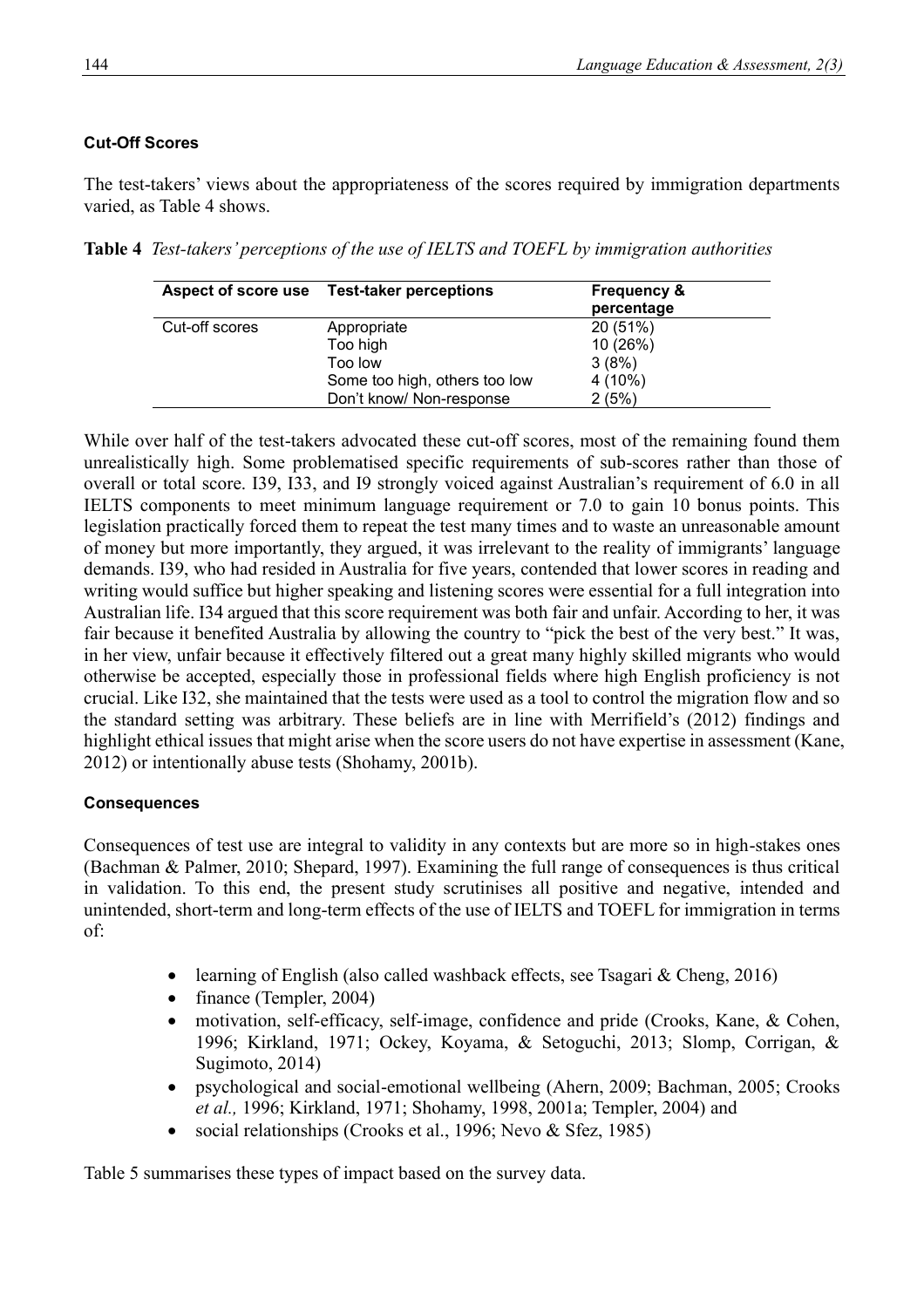### Cut-Off Scores

The test-takers' views about the appropriateness of the scores required by immigration departments varied, as Table 4 shows.

**Table 4** *Test-takers' perceptions of the use of IELTS and TOEFL by immigration authorities*

| Aspect of score use | Test-taker perceptions | Frequency & percentage |
|---|---|---|
| Cut-off scores | Appropriate | 20 (51%) |
| | Too high | 10 (26%) |
| | Too low | 3 (8%) |
| | Some too high, others too low | 4 (10%) |
| | Don't know/ Non-response | 2 (5%) |

While over half of the test-takers advocated these cut-off scores, most of the remaining found them unrealistically high. Some problematised specific requirements of sub-scores rather than those of overall or total score. I39, I33, and I9 strongly voiced against Australian's requirement of 6.0 in all IELTS components to meet minimum language requirement or 7.0 to gain 10 bonus points. This legislation practically forced them to repeat the test many times and to waste an unreasonable amount of money but more importantly, they argued, it was irrelevant to the reality of immigrants' language demands. I39, who had resided in Australia for five years, contended that lower scores in reading and writing would suffice but higher speaking and listening scores were essential for a full integration into Australian life. I34 argued that this score requirement was both fair and unfair. According to her, it was fair because it benefited Australia by allowing the country to "pick the best of the very best." It was, in her view, unfair because it effectively filtered out a great many highly skilled migrants who would otherwise be accepted, especially those in professional fields where high English proficiency is not crucial. Like I32, she maintained that the tests were used as a tool to control the migration flow and so the standard setting was arbitrary. These beliefs are in line with Merrifield's (2012) findings and highlight ethical issues that might arise when the score users do not have expertise in assessment (Kane, 2012) or intentionally abuse tests (Shohamy, 2001b).

### Consequences

Consequences of test use are integral to validity in any contexts but are more so in high-stakes ones (Bachman & Palmer, 2010; Shepard, 1997). Examining the full range of consequences is thus critical in validation. To this end, the present study scrutinises all positive and negative, intended and unintended, short-term and long-term effects of the use of IELTS and TOEFL for immigration in terms of:

- learning of English (also called washback effects, see Tsagari & Cheng, 2016)
- finance (Templer, 2004)
- motivation, self-efficacy, self-image, confidence and pride (Crooks, Kane, & Cohen, 1996; Kirkland, 1971; Ockey, Koyama, & Setoguchi, 2013; Slomp, Corrigan, & Sugimoto, 2014)
- psychological and social-emotional wellbeing (Ahern, 2009; Bachman, 2005; Crooks *et al.,* 1996; Kirkland, 1971; Shohamy, 1998, 2001a; Templer, 2004) and
- social relationships (Crooks et al., 1996; Nevo & Sfez, 1985)

Table 5 summarises these types of impact based on the survey data.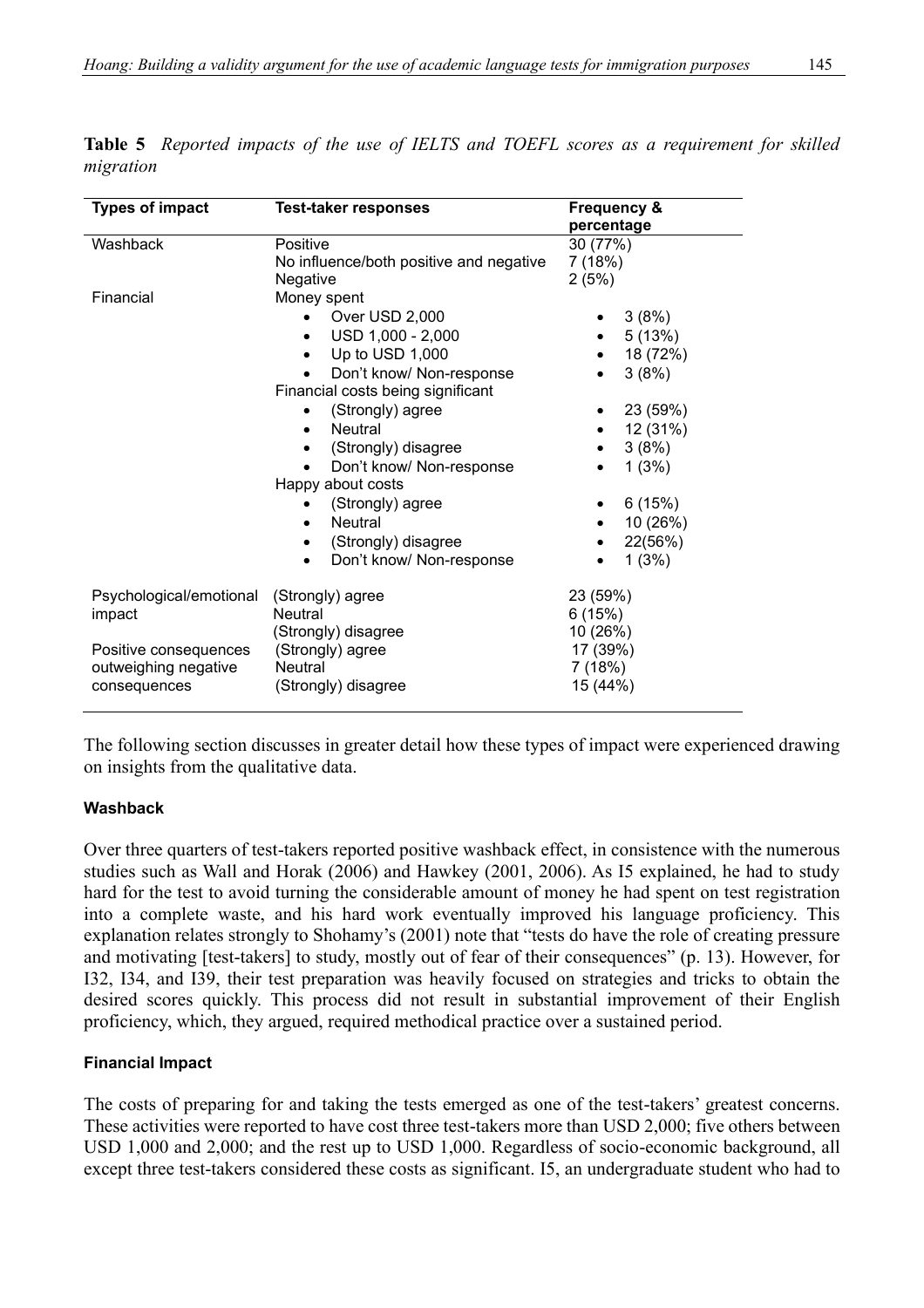**Table 5** *Reported impacts of the use of IELTS and TOEFL scores as a requirement for skilled migration*

| Types of impact | Test-taker responses | Frequency & percentage |
|---|---|---|
| Washback | Positive | 30 (77%) |
| | No influence/both positive and negative | 7 (18%) |
| | Negative | 2 (5%) |
| Financial | Money spent | |
| | • Over USD 2,000 | • 3 (8%) |
| | • USD 1,000 - 2,000 | • 5 (13%) |
| | • Up to USD 1,000 | • 18 (72%) |
| | • Don't know/ Non-response | • 3 (8%) |
| | Financial costs being significant | |
| | • (Strongly) agree | • 23 (59%) |
| | • Neutral | • 12 (31%) |
| | • (Strongly) disagree | • 3 (8%) |
| | • Don't know/ Non-response | • 1 (3%) |
| | Happy about costs | |
| | • (Strongly) agree | • 6 (15%) |
| | • Neutral | • 10 (26%) |
| | • (Strongly) disagree | • 22(56%) |
| | • Don't know/ Non-response | • 1 (3%) |
| Psychological/emotional impact | (Strongly) agree | 23 (59%) |
| | Neutral | 6 (15%) |
| | (Strongly) disagree | 10 (26%) |
| Positive consequences outweighing negative consequences | (Strongly) agree | 17 (39%) |
| | Neutral | 7 (18%) |
| | (Strongly) disagree | 15 (44%) |

The following section discusses in greater detail how these types of impact were experienced drawing on insights from the qualitative data.

#### Washback

Over three quarters of test-takers reported positive washback effect, in consistence with the numerous studies such as Wall and Horak (2006) and Hawkey (2001, 2006). As I5 explained, he had to study hard for the test to avoid turning the considerable amount of money he had spent on test registration into a complete waste, and his hard work eventually improved his language proficiency. This explanation relates strongly to Shohamy's (2001) note that "tests do have the role of creating pressure and motivating [test-takers] to study, mostly out of fear of their consequences" (p. 13). However, for I32, I34, and I39, their test preparation was heavily focused on strategies and tricks to obtain the desired scores quickly. This process did not result in substantial improvement of their English proficiency, which, they argued, required methodical practice over a sustained period.

#### Financial Impact

The costs of preparing for and taking the tests emerged as one of the test-takers' greatest concerns. These activities were reported to have cost three test-takers more than USD 2,000; five others between USD 1,000 and 2,000; and the rest up to USD 1,000. Regardless of socio-economic background, all except three test-takers considered these costs as significant. I5, an undergraduate student who had to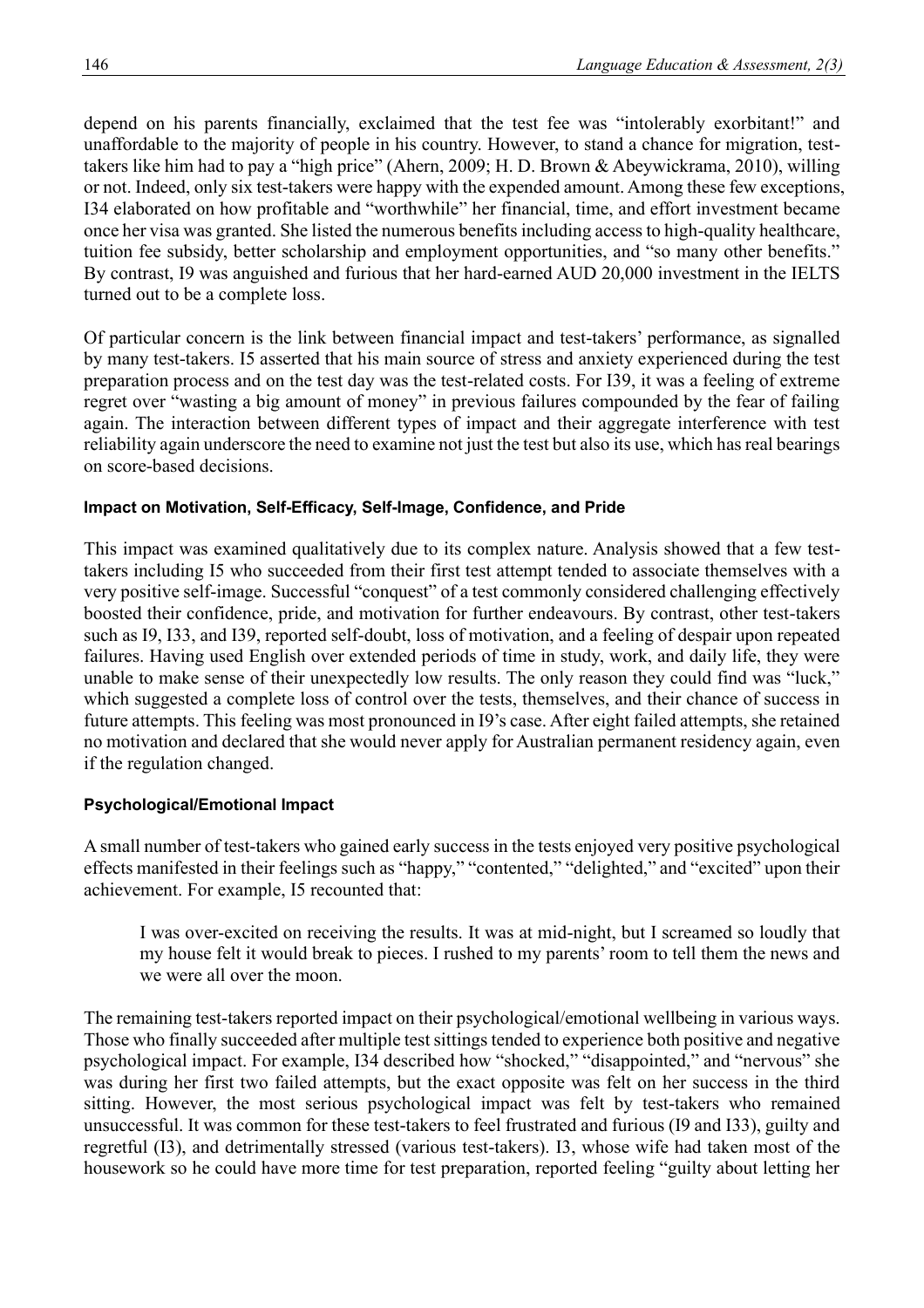depend on his parents financially, exclaimed that the test fee was "intolerably exorbitant!" and unaffordable to the majority of people in his country. However, to stand a chance for migration, test-takers like him had to pay a "high price" (Ahern, 2009; H. D. Brown & Abeywickrama, 2010), willing or not. Indeed, only six test-takers were happy with the expended amount. Among these few exceptions, I34 elaborated on how profitable and "worthwhile" her financial, time, and effort investment became once her visa was granted. She listed the numerous benefits including access to high-quality healthcare, tuition fee subsidy, better scholarship and employment opportunities, and "so many other benefits." By contrast, I9 was anguished and furious that her hard-earned AUD 20,000 investment in the IELTS turned out to be a complete loss.

Of particular concern is the link between financial impact and test-takers' performance, as signalled by many test-takers. I5 asserted that his main source of stress and anxiety experienced during the test preparation process and on the test day was the test-related costs. For I39, it was a feeling of extreme regret over "wasting a big amount of money" in previous failures compounded by the fear of failing again. The interaction between different types of impact and their aggregate interference with test reliability again underscore the need to examine not just the test but also its use, which has real bearings on score-based decisions.

### Impact on Motivation, Self-Efficacy, Self-Image, Confidence, and Pride

This impact was examined qualitatively due to its complex nature. Analysis showed that a few test-takers including I5 who succeeded from their first test attempt tended to associate themselves with a very positive self-image. Successful "conquest" of a test commonly considered challenging effectively boosted their confidence, pride, and motivation for further endeavours. By contrast, other test-takers such as I9, I33, and I39, reported self-doubt, loss of motivation, and a feeling of despair upon repeated failures. Having used English over extended periods of time in study, work, and daily life, they were unable to make sense of their unexpectedly low results. The only reason they could find was "luck," which suggested a complete loss of control over the tests, themselves, and their chance of success in future attempts. This feeling was most pronounced in I9's case. After eight failed attempts, she retained no motivation and declared that she would never apply for Australian permanent residency again, even if the regulation changed.

### Psychological/Emotional Impact

A small number of test-takers who gained early success in the tests enjoyed very positive psychological effects manifested in their feelings such as "happy," "contented," "delighted," and "excited" upon their achievement. For example, I5 recounted that:

> I was over-excited on receiving the results. It was at mid-night, but I screamed so loudly that my house felt it would break to pieces. I rushed to my parents' room to tell them the news and we were all over the moon.

The remaining test-takers reported impact on their psychological/emotional wellbeing in various ways. Those who finally succeeded after multiple test sittings tended to experience both positive and negative psychological impact. For example, I34 described how "shocked," "disappointed," and "nervous" she was during her first two failed attempts, but the exact opposite was felt on her success in the third sitting. However, the most serious psychological impact was felt by test-takers who remained unsuccessful. It was common for these test-takers to feel frustrated and furious (I9 and I33), guilty and regretful (I3), and detrimentally stressed (various test-takers). I3, whose wife had taken most of the housework so he could have more time for test preparation, reported feeling "guilty about letting her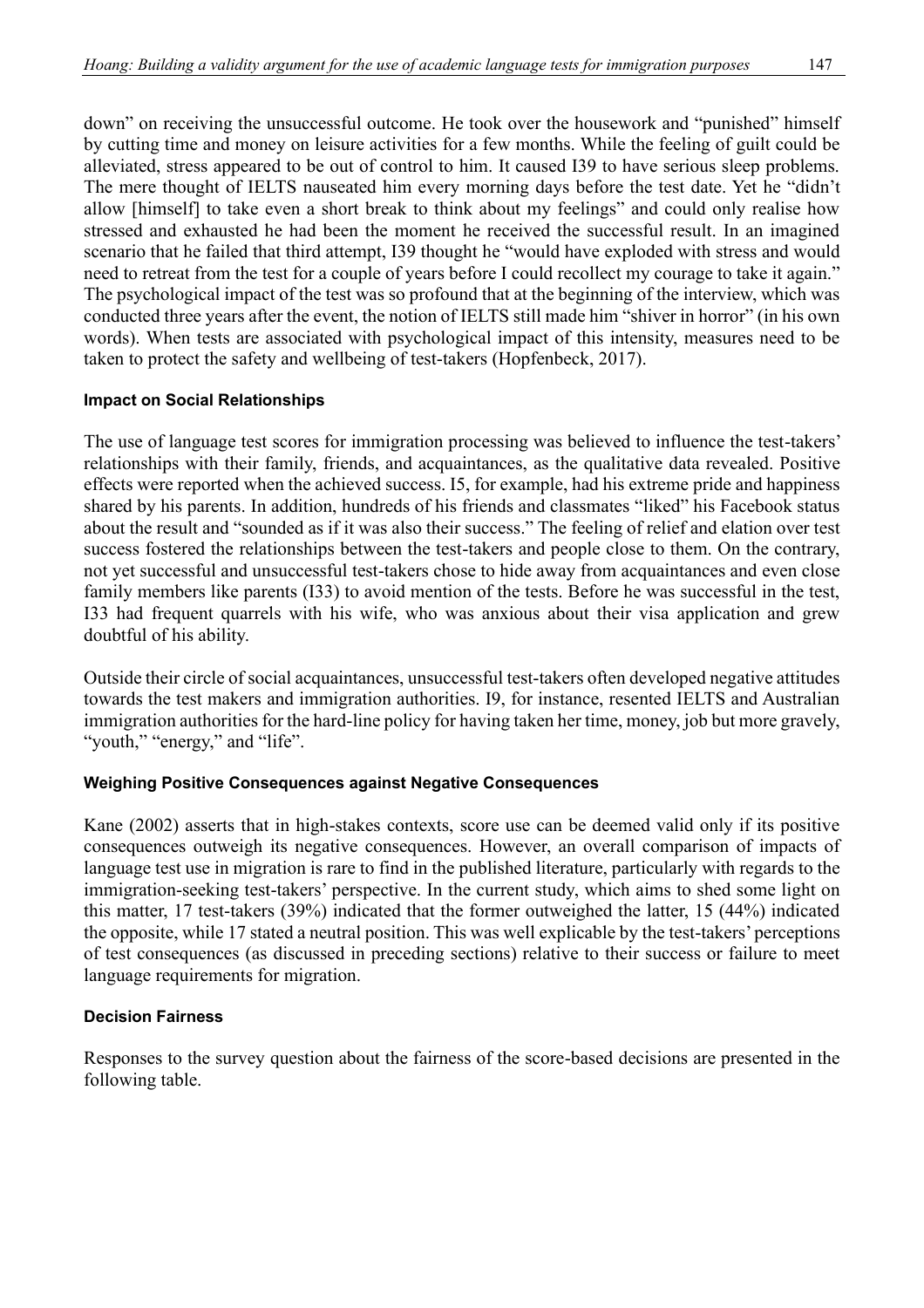down" on receiving the unsuccessful outcome. He took over the housework and "punished" himself by cutting time and money on leisure activities for a few months. While the feeling of guilt could be alleviated, stress appeared to be out of control to him. It caused I39 to have serious sleep problems. The mere thought of IELTS nauseated him every morning days before the test date. Yet he "didn't allow [himself] to take even a short break to think about my feelings" and could only realise how stressed and exhausted he had been the moment he received the successful result. In an imagined scenario that he failed that third attempt, I39 thought he "would have exploded with stress and would need to retreat from the test for a couple of years before I could recollect my courage to take it again." The psychological impact of the test was so profound that at the beginning of the interview, which was conducted three years after the event, the notion of IELTS still made him "shiver in horror" (in his own words). When tests are associated with psychological impact of this intensity, measures need to be taken to protect the safety and wellbeing of test-takers (Hopfenbeck, 2017).

#### Impact on Social Relationships

The use of language test scores for immigration processing was believed to influence the test-takers' relationships with their family, friends, and acquaintances, as the qualitative data revealed. Positive effects were reported when the achieved success. I5, for example, had his extreme pride and happiness shared by his parents. In addition, hundreds of his friends and classmates "liked" his Facebook status about the result and "sounded as if it was also their success." The feeling of relief and elation over test success fostered the relationships between the test-takers and people close to them. On the contrary, not yet successful and unsuccessful test-takers chose to hide away from acquaintances and even close family members like parents (I33) to avoid mention of the tests. Before he was successful in the test, I33 had frequent quarrels with his wife, who was anxious about their visa application and grew doubtful of his ability.

Outside their circle of social acquaintances, unsuccessful test-takers often developed negative attitudes towards the test makers and immigration authorities. I9, for instance, resented IELTS and Australian immigration authorities for the hard-line policy for having taken her time, money, job but more gravely, "youth," "energy," and "life".

#### Weighing Positive Consequences against Negative Consequences

Kane (2002) asserts that in high-stakes contexts, score use can be deemed valid only if its positive consequences outweigh its negative consequences. However, an overall comparison of impacts of language test use in migration is rare to find in the published literature, particularly with regards to the immigration-seeking test-takers' perspective. In the current study, which aims to shed some light on this matter, 17 test-takers (39%) indicated that the former outweighed the latter, 15 (44%) indicated the opposite, while 17 stated a neutral position. This was well explicable by the test-takers' perceptions of test consequences (as discussed in preceding sections) relative to their success or failure to meet language requirements for migration.

#### Decision Fairness

Responses to the survey question about the fairness of the score-based decisions are presented in the following table.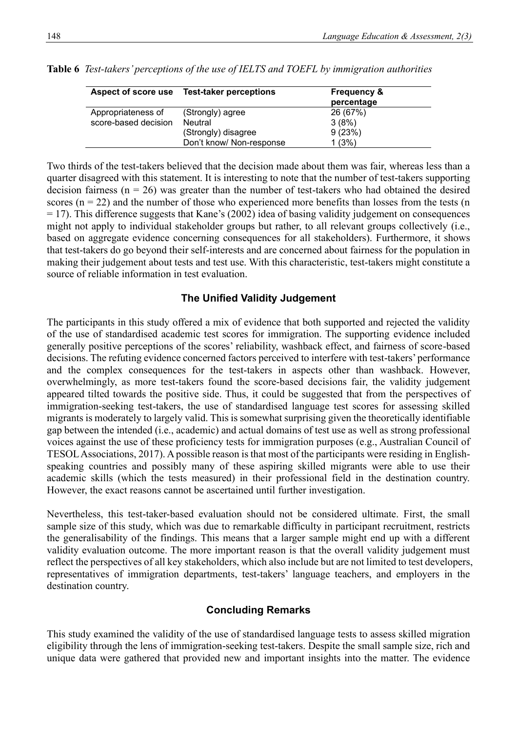**Table 6** *Test-takers' perceptions of the use of IELTS and TOEFL by immigration authorities*

| Aspect of score use | Test-taker perceptions | Frequency & percentage |
|---|---|---|
| Appropriateness of score-based decision | (Strongly) agree | 26 (67%) |
| | Neutral | 3 (8%) |
| | (Strongly) disagree | 9 (23%) |
| | Don't know/ Non-response | 1 (3%) |

Two thirds of the test-takers believed that the decision made about them was fair, whereas less than a quarter disagreed with this statement. It is interesting to note that the number of test-takers supporting decision fairness ($n = 26$) was greater than the number of test-takers who had obtained the desired scores ($n = 22$) and the number of those who experienced more benefits than losses from the tests ($n = 17$). This difference suggests that Kane's (2002) idea of basing validity judgement on consequences might not apply to individual stakeholder groups but rather, to all relevant groups collectively (i.e., based on aggregate evidence concerning consequences for all stakeholders). Furthermore, it shows that test-takers do go beyond their self-interests and are concerned about fairness for the population in making their judgement about tests and test use. With this characteristic, test-takers might constitute a source of reliable information in test evaluation.

## The Unified Validity Judgement

The participants in this study offered a mix of evidence that both supported and rejected the validity of the use of standardised academic test scores for immigration. The supporting evidence included generally positive perceptions of the scores' reliability, washback effect, and fairness of score-based decisions. The refuting evidence concerned factors perceived to interfere with test-takers' performance and the complex consequences for the test-takers in aspects other than washback. However, overwhelmingly, as more test-takers found the score-based decisions fair, the validity judgement appeared tilted towards the positive side. Thus, it could be suggested that from the perspectives of immigration-seeking test-takers, the use of standardised language test scores for assessing skilled migrants is moderately to largely valid. This is somewhat surprising given the theoretically identifiable gap between the intended (i.e., academic) and actual domains of test use as well as strong professional voices against the use of these proficiency tests for immigration purposes (e.g., Australian Council of TESOL Associations, 2017). A possible reason is that most of the participants were residing in English-speaking countries and possibly many of these aspiring skilled migrants were able to use their academic skills (which the tests measured) in their professional field in the destination country. However, the exact reasons cannot be ascertained until further investigation.

Nevertheless, this test-taker-based evaluation should not be considered ultimate. First, the small sample size of this study, which was due to remarkable difficulty in participant recruitment, restricts the generalisability of the findings. This means that a larger sample might end up with a different validity evaluation outcome. The more important reason is that the overall validity judgement must reflect the perspectives of all key stakeholders, which also include but are not limited to test developers, representatives of immigration departments, test-takers' language teachers, and employers in the destination country.

## Concluding Remarks

This study examined the validity of the use of standardised language tests to assess skilled migration eligibility through the lens of immigration-seeking test-takers. Despite the small sample size, rich and unique data were gathered that provided new and important insights into the matter. The evidence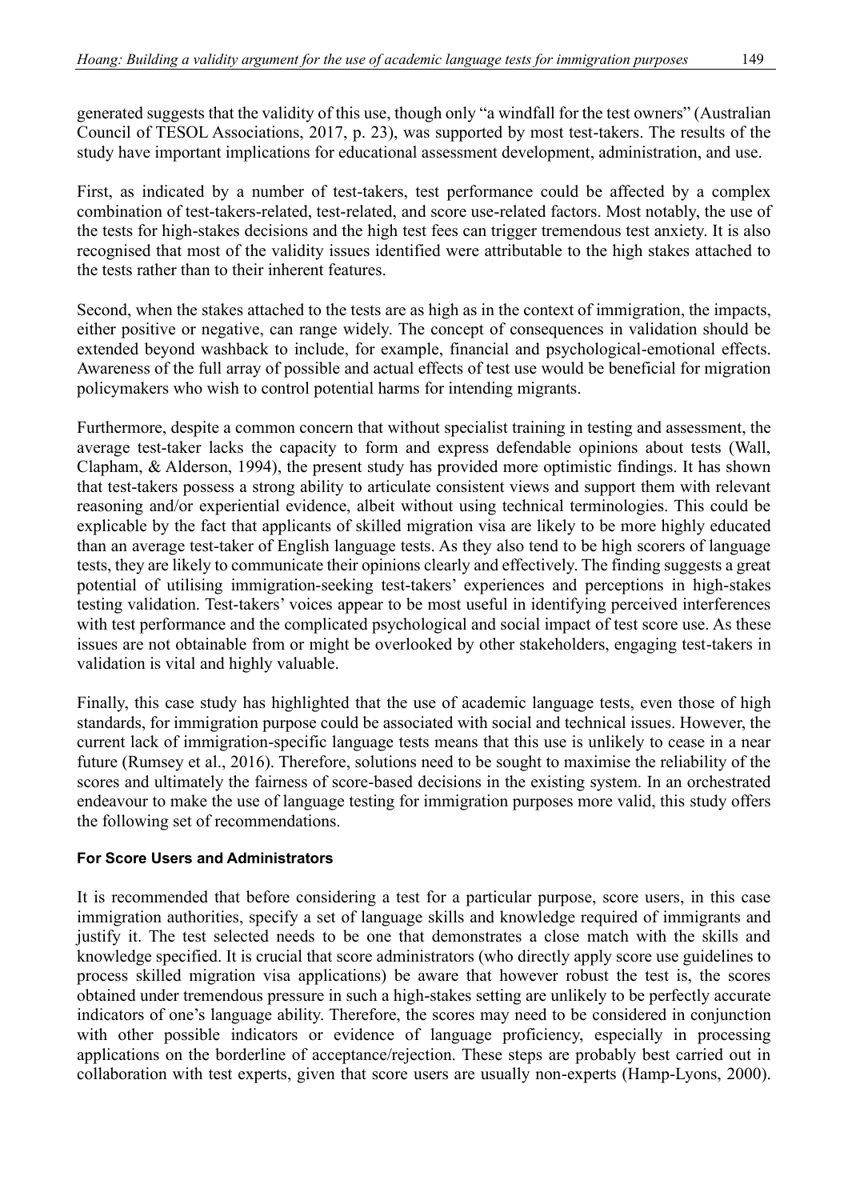generated suggests that the validity of this use, though only "a windfall for the test owners" (Australian Council of TESOL Associations, 2017, p. 23), was supported by most test-takers. The results of the study have important implications for educational assessment development, administration, and use.

First, as indicated by a number of test-takers, test performance could be affected by a complex combination of test-takers-related, test-related, and score use-related factors. Most notably, the use of the tests for high-stakes decisions and the high test fees can trigger tremendous test anxiety. It is also recognised that most of the validity issues identified were attributable to the high stakes attached to the tests rather than to their inherent features.

Second, when the stakes attached to the tests are as high as in the context of immigration, the impacts, either positive or negative, can range widely. The concept of consequences in validation should be extended beyond washback to include, for example, financial and psychological-emotional effects. Awareness of the full array of possible and actual effects of test use would be beneficial for migration policymakers who wish to control potential harms for intending migrants.

Furthermore, despite a common concern that without specialist training in testing and assessment, the average test-taker lacks the capacity to form and express defendable opinions about tests (Wall, Clapham, & Alderson, 1994), the present study has provided more optimistic findings. It has shown that test-takers possess a strong ability to articulate consistent views and support them with relevant reasoning and/or experiential evidence, albeit without using technical terminologies. This could be explicable by the fact that applicants of skilled migration visa are likely to be more highly educated than an average test-taker of English language tests. As they also tend to be high scorers of language tests, they are likely to communicate their opinions clearly and effectively. The finding suggests a great potential of utilising immigration-seeking test-takers' experiences and perceptions in high-stakes testing validation. Test-takers' voices appear to be most useful in identifying perceived interferences with test performance and the complicated psychological and social impact of test score use. As these issues are not obtainable from or might be overlooked by other stakeholders, engaging test-takers in validation is vital and highly valuable.

Finally, this case study has highlighted that the use of academic language tests, even those of high standards, for immigration purpose could be associated with social and technical issues. However, the current lack of immigration-specific language tests means that this use is unlikely to cease in a near future (Rumsey et al., 2016). Therefore, solutions need to be sought to maximise the reliability of the scores and ultimately the fairness of score-based decisions in the existing system. In an orchestrated endeavour to make the use of language testing for immigration purposes more valid, this study offers the following set of recommendations.

#### For Score Users and Administrators

It is recommended that before considering a test for a particular purpose, score users, in this case immigration authorities, specify a set of language skills and knowledge required of immigrants and justify it. The test selected needs to be one that demonstrates a close match with the skills and knowledge specified. It is crucial that score administrators (who directly apply score use guidelines to process skilled migration visa applications) be aware that however robust the test is, the scores obtained under tremendous pressure in such a high-stakes setting are unlikely to be perfectly accurate indicators of one's language ability. Therefore, the scores may need to be considered in conjunction with other possible indicators or evidence of language proficiency, especially in processing applications on the borderline of acceptance/rejection. These steps are probably best carried out in collaboration with test experts, given that score users are usually non-experts (Hamp-Lyons, 2000).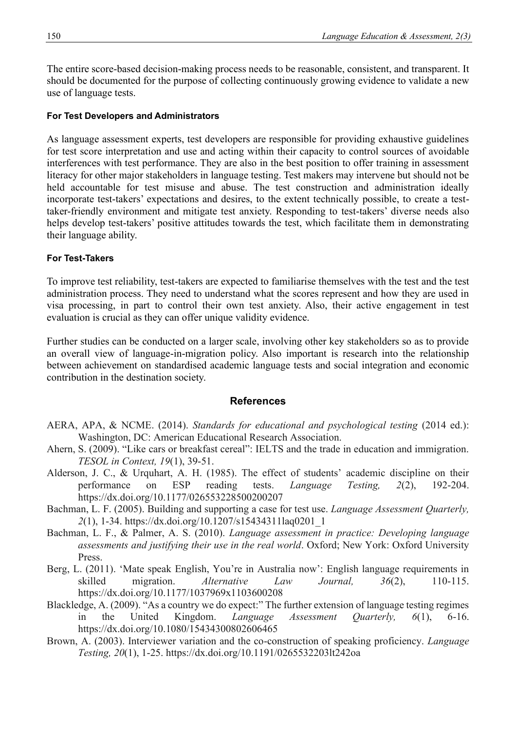The entire score-based decision-making process needs to be reasonable, consistent, and transparent. It should be documented for the purpose of collecting continuously growing evidence to validate a new use of language tests.

#### For Test Developers and Administrators

As language assessment experts, test developers are responsible for providing exhaustive guidelines for test score interpretation and use and acting within their capacity to control sources of avoidable interferences with test performance. They are also in the best position to offer training in assessment literacy for other major stakeholders in language testing. Test makers may intervene but should not be held accountable for test misuse and abuse. The test construction and administration ideally incorporate test-takers' expectations and desires, to the extent technically possible, to create a test-taker-friendly environment and mitigate test anxiety. Responding to test-takers' diverse needs also helps develop test-takers' positive attitudes towards the test, which facilitate them in demonstrating their language ability.

#### For Test-Takers

To improve test reliability, test-takers are expected to familiarise themselves with the test and the test administration process. They need to understand what the scores represent and how they are used in visa processing, in part to control their own test anxiety. Also, their active engagement in test evaluation is crucial as they can offer unique validity evidence.

Further studies can be conducted on a larger scale, involving other key stakeholders so as to provide an overall view of language-in-migration policy. Also important is research into the relationship between achievement on standardised academic language tests and social integration and economic contribution in the destination society.

## References

AERA, APA, & NCME. (2014). *Standards for educational and psychological testing* (2014 ed.): Washington, DC: American Educational Research Association.

Ahern, S. (2009). "Like cars or breakfast cereal": IELTS and the trade in education and immigration. *TESOL in Context, 19*(1), 39-51.

Alderson, J. C., & Urquhart, A. H. (1985). The effect of students' academic discipline on their performance on ESP reading tests. *Language Testing, 2*(2), 192-204. https://dx.doi.org/10.1177/026553228500200207

Bachman, L. F. (2005). Building and supporting a case for test use. *Language Assessment Quarterly, 2*(1), 1-34. https://dx.doi.org/10.1207/s15434311laq0201_1

Bachman, L. F., & Palmer, A. S. (2010). *Language assessment in practice: Developing language assessments and justifying their use in the real world*. Oxford; New York: Oxford University Press.

Berg, L. (2011). 'Mate speak English, You're in Australia now': English language requirements in skilled migration. *Alternative Law Journal, 36*(2), 110-115. https://dx.doi.org/10.1177/1037969x1103600208

Blackledge, A. (2009). "As a country we do expect:" The further extension of language testing regimes in the United Kingdom. *Language Assessment Quarterly, 6*(1), 6-16. https://dx.doi.org/10.1080/15434300802606465

Brown, A. (2003). Interviewer variation and the co-construction of speaking proficiency. *Language Testing, 20*(1), 1-25. https://dx.doi.org/10.1191/0265532203lt242oa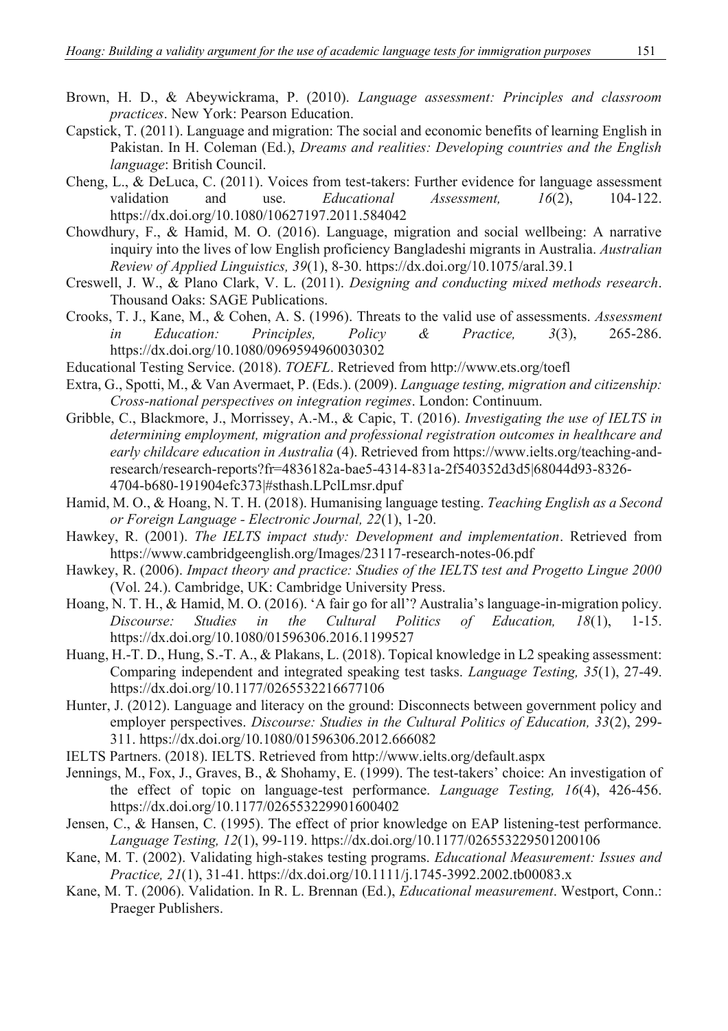Brown, H. D., & Abeywickrama, P. (2010). *Language assessment: Principles and classroom practices*. New York: Pearson Education.

Capstick, T. (2011). Language and migration: The social and economic benefits of learning English in Pakistan. In H. Coleman (Ed.), *Dreams and realities: Developing countries and the English language*: British Council.

Cheng, L., & DeLuca, C. (2011). Voices from test-takers: Further evidence for language assessment validation and use. *Educational Assessment, 16*(2), 104-122. https://dx.doi.org/10.1080/10627197.2011.584042

Chowdhury, F., & Hamid, M. O. (2016). Language, migration and social wellbeing: A narrative inquiry into the lives of low English proficiency Bangladeshi migrants in Australia. *Australian Review of Applied Linguistics, 39*(1), 8-30. https://dx.doi.org/10.1075/aral.39.1

Creswell, J. W., & Plano Clark, V. L. (2011). *Designing and conducting mixed methods research*. Thousand Oaks: SAGE Publications.

Crooks, T. J., Kane, M., & Cohen, A. S. (1996). Threats to the valid use of assessments. *Assessment in Education: Principles, Policy & Practice, 3*(3), 265-286. https://dx.doi.org/10.1080/0969594960030302

Educational Testing Service. (2018). *TOEFL*. Retrieved from http://www.ets.org/toefl

Extra, G., Spotti, M., & Van Avermaet, P. (Eds.). (2009). *Language testing, migration and citizenship: Cross-national perspectives on integration regimes*. London: Continuum.

Gribble, C., Blackmore, J., Morrissey, A.-M., & Capic, T. (2016). *Investigating the use of IELTS in determining employment, migration and professional registration outcomes in healthcare and early childcare education in Australia* (4). Retrieved from https://www.ielts.org/teaching-and-research/research-reports?fr=4836182a-bae5-4314-831a-2f540352d3d5|68044d93-8326-4704-b680-191904efc373|#sthash.LPclLmsr.dpuf

Hamid, M. O., & Hoang, N. T. H. (2018). Humanising language testing. *Teaching English as a Second or Foreign Language - Electronic Journal, 22*(1), 1-20.

Hawkey, R. (2001). *The IELTS impact study: Development and implementation*. Retrieved from https://www.cambridgeenglish.org/Images/23117-research-notes-06.pdf

Hawkey, R. (2006). *Impact theory and practice: Studies of the IELTS test and Progetto Lingue 2000* (Vol. 24.). Cambridge, UK: Cambridge University Press.

Hoang, N. T. H., & Hamid, M. O. (2016). 'A fair go for all'? Australia's language-in-migration policy. *Discourse: Studies in the Cultural Politics of Education, 18*(1), 1-15. https://dx.doi.org/10.1080/01596306.2016.1199527

Huang, H.-T. D., Hung, S.-T. A., & Plakans, L. (2018). Topical knowledge in L2 speaking assessment: Comparing independent and integrated speaking test tasks. *Language Testing, 35*(1), 27-49. https://dx.doi.org/10.1177/0265532216677106

Hunter, J. (2012). Language and literacy on the ground: Disconnects between government policy and employer perspectives. *Discourse: Studies in the Cultural Politics of Education, 33*(2), 299-311. https://dx.doi.org/10.1080/01596306.2012.666082

IELTS Partners. (2018). IELTS. Retrieved from http://www.ielts.org/default.aspx

Jennings, M., Fox, J., Graves, B., & Shohamy, E. (1999). The test-takers' choice: An investigation of the effect of topic on language-test performance. *Language Testing, 16*(4), 426-456. https://dx.doi.org/10.1177/026553229901600402

Jensen, C., & Hansen, C. (1995). The effect of prior knowledge on EAP listening-test performance. *Language Testing, 12*(1), 99-119. https://dx.doi.org/10.1177/026553229501200106

Kane, M. T. (2002). Validating high-stakes testing programs. *Educational Measurement: Issues and Practice, 21*(1), 31-41. https://dx.doi.org/10.1111/j.1745-3992.2002.tb00083.x

Kane, M. T. (2006). Validation. In R. L. Brennan (Ed.), *Educational measurement*. Westport, Conn.: Praeger Publishers.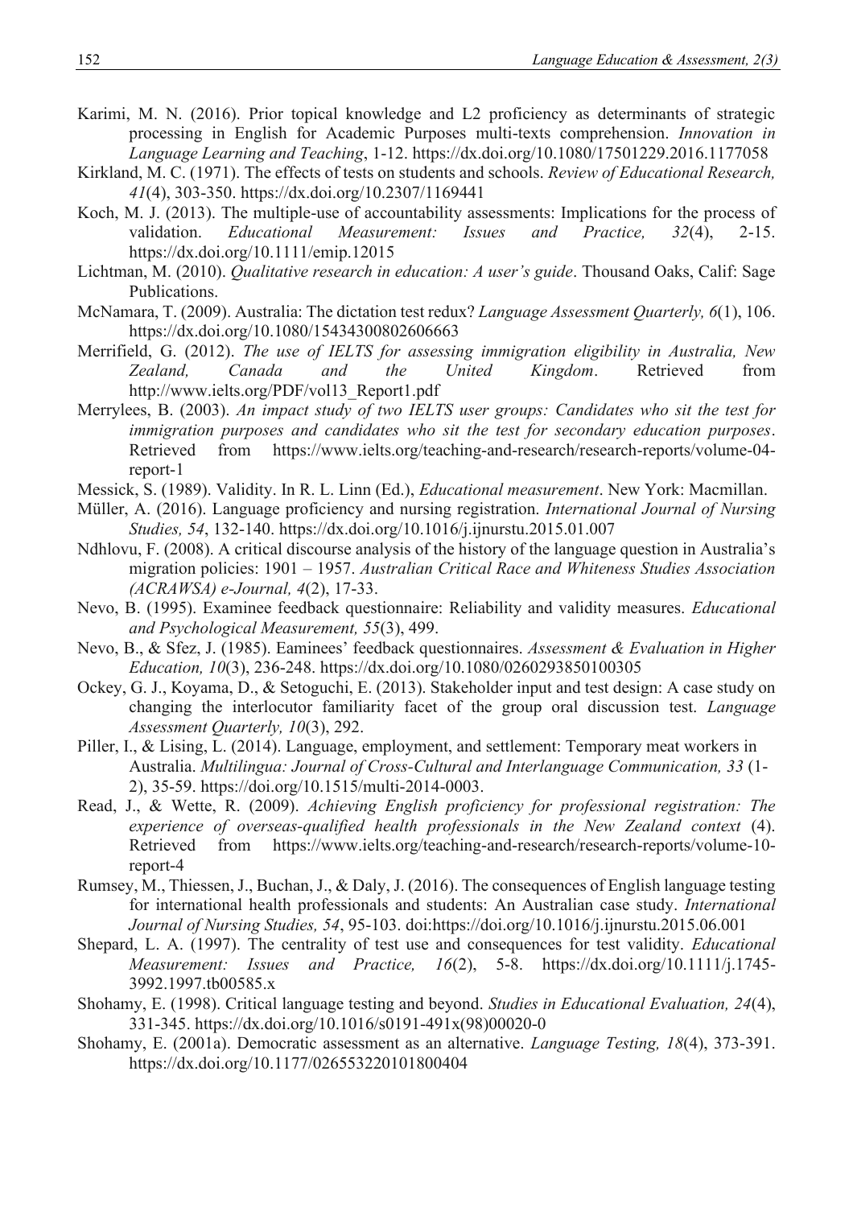Karimi, M. N. (2016). Prior topical knowledge and L2 proficiency as determinants of strategic processing in English for Academic Purposes multi-texts comprehension. *Innovation in Language Learning and Teaching*, 1-12. https://dx.doi.org/10.1080/17501229.2016.1177058

Kirkland, M. C. (1971). The effects of tests on students and schools. *Review of Educational Research, 41*(4), 303-350. https://dx.doi.org/10.2307/1169441

Koch, M. J. (2013). The multiple-use of accountability assessments: Implications for the process of validation. *Educational Measurement: Issues and Practice, 32*(4), 2-15. https://dx.doi.org/10.1111/emip.12015

Lichtman, M. (2010). *Qualitative research in education: A user's guide*. Thousand Oaks, Calif: Sage Publications.

McNamara, T. (2009). Australia: The dictation test redux? *Language Assessment Quarterly, 6*(1), 106. https://dx.doi.org/10.1080/15434300802606663

Merrifield, G. (2012). *The use of IELTS for assessing immigration eligibility in Australia, New Zealand, Canada and the United Kingdom*. Retrieved from http://www.ielts.org/PDF/vol13_Report1.pdf

Merrylees, B. (2003). *An impact study of two IELTS user groups: Candidates who sit the test for immigration purposes and candidates who sit the test for secondary education purposes*. Retrieved from https://www.ielts.org/teaching-and-research/research-reports/volume-04-report-1

Messick, S. (1989). Validity. In R. L. Linn (Ed.), *Educational measurement*. New York: Macmillan.

Müller, A. (2016). Language proficiency and nursing registration. *International Journal of Nursing Studies, 54*, 132-140. https://dx.doi.org/10.1016/j.ijnurstu.2015.01.007

Ndhlovu, F. (2008). A critical discourse analysis of the history of the language question in Australia's migration policies: 1901 – 1957. *Australian Critical Race and Whiteness Studies Association (ACRAWSA) e-Journal, 4*(2), 17-33.

Nevo, B. (1995). Examinee feedback questionnaire: Reliability and validity measures. *Educational and Psychological Measurement, 55*(3), 499.

Nevo, B., & Sfez, J. (1985). Eaminees' feedback questionnaires. *Assessment & Evaluation in Higher Education, 10*(3), 236-248. https://dx.doi.org/10.1080/0260293850100305

Ockey, G. J., Koyama, D., & Setoguchi, E. (2013). Stakeholder input and test design: A case study on changing the interlocutor familiarity facet of the group oral discussion test. *Language Assessment Quarterly, 10*(3), 292.

Piller, I., & Lising, L. (2014). Language, employment, and settlement: Temporary meat workers in Australia. *Multilingua: Journal of Cross-Cultural and Interlanguage Communication, 33* (1-2), 35-59. https://doi.org/10.1515/multi-2014-0003.

Read, J., & Wette, R. (2009). *Achieving English proficiency for professional registration: The experience of overseas-qualified health professionals in the New Zealand context* (4). Retrieved from https://www.ielts.org/teaching-and-research/research-reports/volume-10-report-4

Rumsey, M., Thiessen, J., Buchan, J., & Daly, J. (2016). The consequences of English language testing for international health professionals and students: An Australian case study. *International Journal of Nursing Studies, 54*, 95-103. doi:https://doi.org/10.1016/j.ijnurstu.2015.06.001

Shepard, L. A. (1997). The centrality of test use and consequences for test validity. *Educational Measurement: Issues and Practice, 16*(2), 5-8. https://dx.doi.org/10.1111/j.1745-3992.1997.tb00585.x

Shohamy, E. (1998). Critical language testing and beyond. *Studies in Educational Evaluation, 24*(4), 331-345. https://dx.doi.org/10.1016/s0191-491x(98)00020-0

Shohamy, E. (2001a). Democratic assessment as an alternative. *Language Testing, 18*(4), 373-391. https://dx.doi.org/10.1177/026553220101800404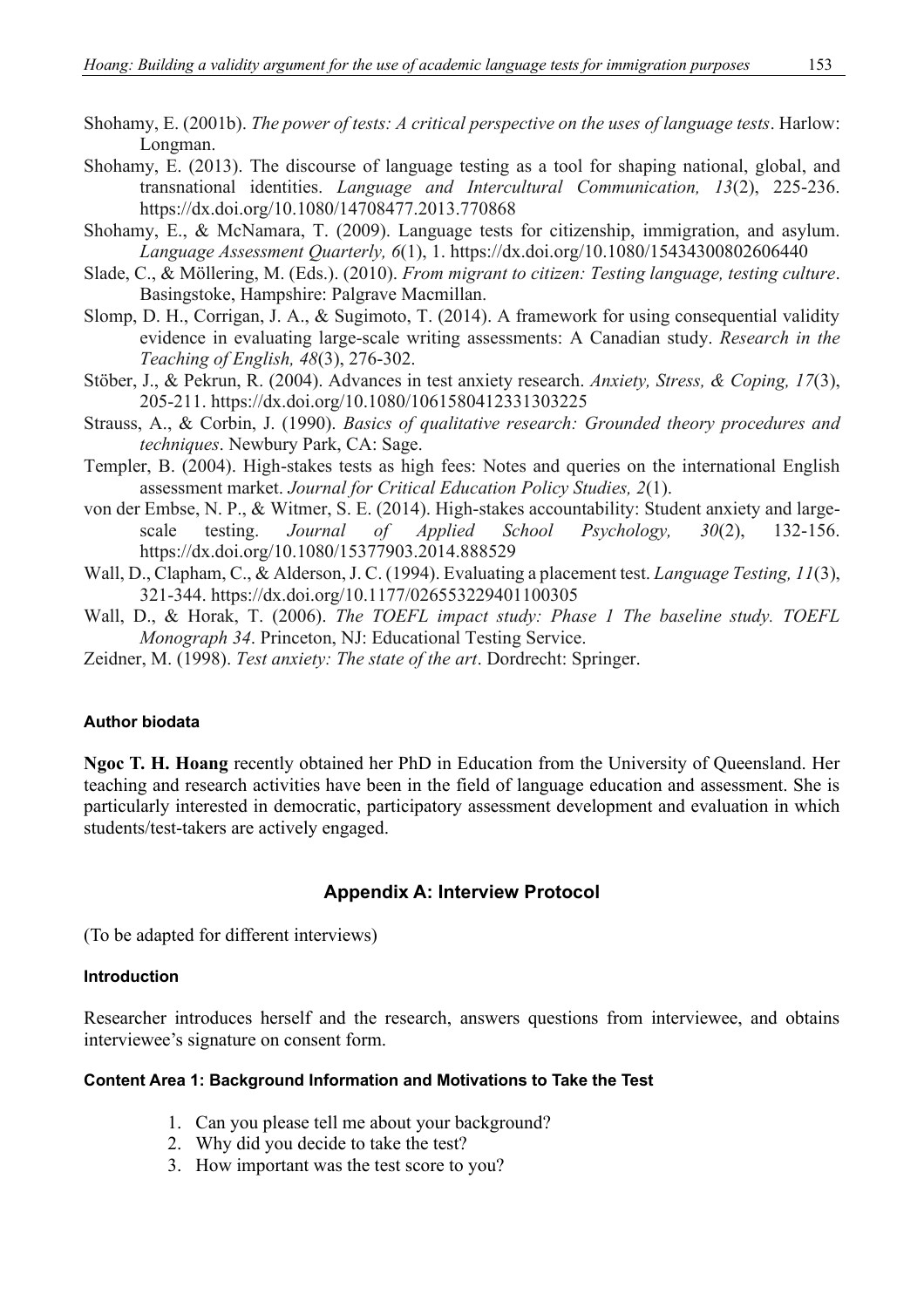Shohamy, E. (2001b). *The power of tests: A critical perspective on the uses of language tests*. Harlow: Longman.

Shohamy, E. (2013). The discourse of language testing as a tool for shaping national, global, and transnational identities. *Language and Intercultural Communication, 13*(2), 225-236. https://dx.doi.org/10.1080/14708477.2013.770868

Shohamy, E., & McNamara, T. (2009). Language tests for citizenship, immigration, and asylum. *Language Assessment Quarterly, 6*(1), 1. https://dx.doi.org/10.1080/15434300802606440

Slade, C., & Möllering, M. (Eds.). (2010). *From migrant to citizen: Testing language, testing culture*. Basingstoke, Hampshire: Palgrave Macmillan.

Slomp, D. H., Corrigan, J. A., & Sugimoto, T. (2014). A framework for using consequential validity evidence in evaluating large-scale writing assessments: A Canadian study. *Research in the Teaching of English, 48*(3), 276-302.

Stöber, J., & Pekrun, R. (2004). Advances in test anxiety research. *Anxiety, Stress, & Coping, 17*(3), 205-211. https://dx.doi.org/10.1080/1061580412331303225

Strauss, A., & Corbin, J. (1990). *Basics of qualitative research: Grounded theory procedures and techniques*. Newbury Park, CA: Sage.

Templer, B. (2004). High-stakes tests as high fees: Notes and queries on the international English assessment market. *Journal for Critical Education Policy Studies, 2*(1).

von der Embse, N. P., & Witmer, S. E. (2014). High-stakes accountability: Student anxiety and large-scale testing. *Journal of Applied School Psychology, 30*(2), 132-156. https://dx.doi.org/10.1080/15377903.2014.888529

Wall, D., Clapham, C., & Alderson, J. C. (1994). Evaluating a placement test. *Language Testing, 11*(3), 321-344. https://dx.doi.org/10.1177/026553229401100305

Wall, D., & Horak, T. (2006). *The TOEFL impact study: Phase 1 The baseline study. TOEFL Monograph 34*. Princeton, NJ: Educational Testing Service.

Zeidner, M. (1998). *Test anxiety: The state of the art*. Dordrecht: Springer.

#### Author biodata

**Ngoc T. H. Hoang** recently obtained her PhD in Education from the University of Queensland. Her teaching and research activities have been in the field of language education and assessment. She is particularly interested in democratic, participatory assessment development and evaluation in which students/test-takers are actively engaged.

## Appendix A: Interview Protocol

(To be adapted for different interviews)

#### Introduction

Researcher introduces herself and the research, answers questions from interviewee, and obtains interviewee's signature on consent form.

#### Content Area 1: Background Information and Motivations to Take the Test

1. Can you please tell me about your background?
2. Why did you decide to take the test?
3. How important was the test score to you?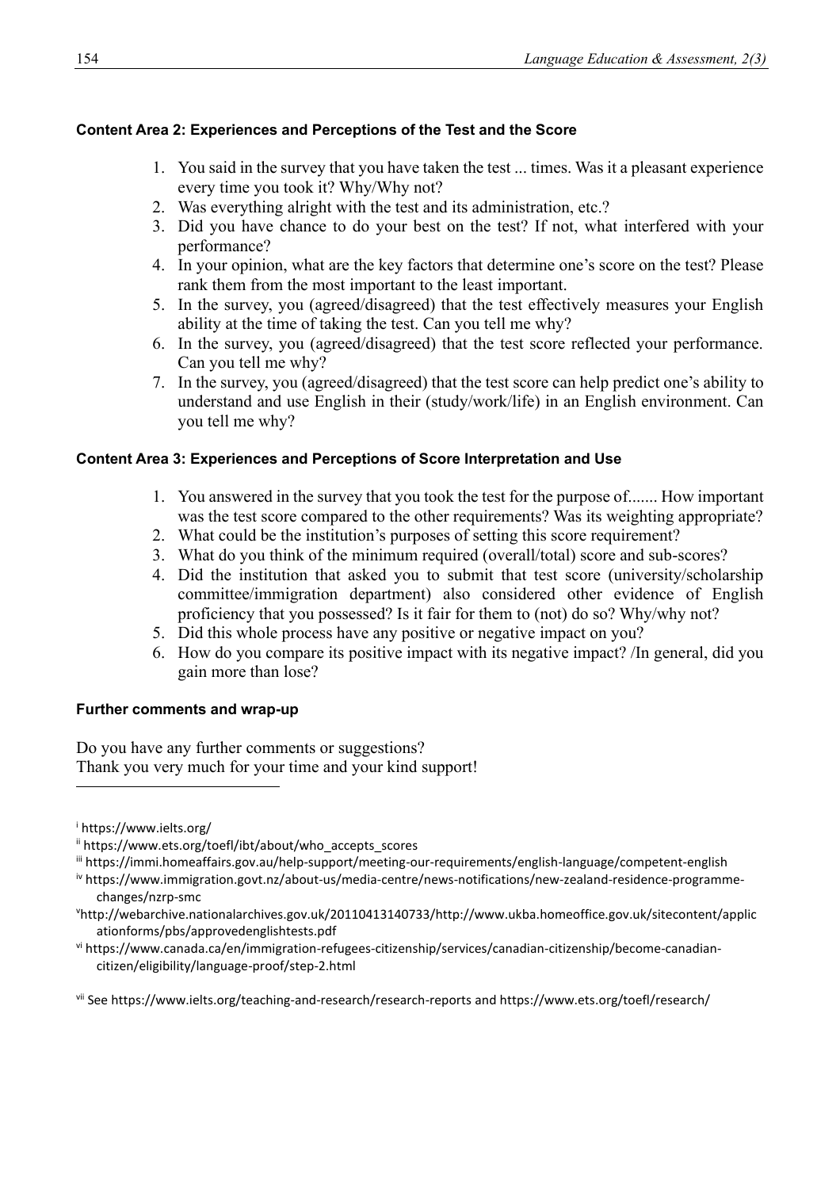**Content Area 2: Experiences and Perceptions of the Test and the Score**

1. You said in the survey that you have taken the test ... times. Was it a pleasant experience every time you took it? Why/Why not?
2. Was everything alright with the test and its administration, etc.?
3. Did you have chance to do your best on the test? If not, what interfered with your performance?
4. In your opinion, what are the key factors that determine one's score on the test? Please rank them from the most important to the least important.
5. In the survey, you (agreed/disagreed) that the test effectively measures your English ability at the time of taking the test. Can you tell me why?
6. In the survey, you (agreed/disagreed) that the test score reflected your performance. Can you tell me why?
7. In the survey, you (agreed/disagreed) that the test score can help predict one's ability to understand and use English in their (study/work/life) in an English environment. Can you tell me why?

**Content Area 3: Experiences and Perceptions of Score Interpretation and Use**

1. You answered in the survey that you took the test for the purpose of....... How important was the test score compared to the other requirements? Was its weighting appropriate?
2. What could be the institution's purposes of setting this score requirement?
3. What do you think of the minimum required (overall/total) score and sub-scores?
4. Did the institution that asked you to submit that test score (university/scholarship committee/immigration department) also considered other evidence of English proficiency that you possessed? Is it fair for them to (not) do so? Why/why not?
5. Did this whole process have any positive or negative impact on you?
6. How do you compare its positive impact with its negative impact? /In general, did you gain more than lose?

**Further comments and wrap-up**

Do you have any further comments or suggestions?
Thank you very much for your time and your kind support!

---

[i] https://www.ielts.org/

[ii] https://www.ets.org/toefl/ibt/about/who_accepts_scores

[iii] https://immi.homeaffairs.gov.au/help-support/meeting-our-requirements/english-language/competent-english

[iv] https://www.immigration.govt.nz/about-us/media-centre/news-notifications/new-zealand-residence-programme-changes/nzrp-smc

[v] http://webarchive.nationalarchives.gov.uk/20110413140733/http://www.ukba.homeoffice.gov.uk/sitecontent/applicationforms/pbs/approvedenglishtests.pdf

[vi] https://www.canada.ca/en/immigration-refugees-citizenship/services/canadian-citizenship/become-canadian-citizen/eligibility/language-proof/step-2.html

[vii] See https://www.ielts.org/teaching-and-research/research-reports and https://www.ets.org/toefl/research/